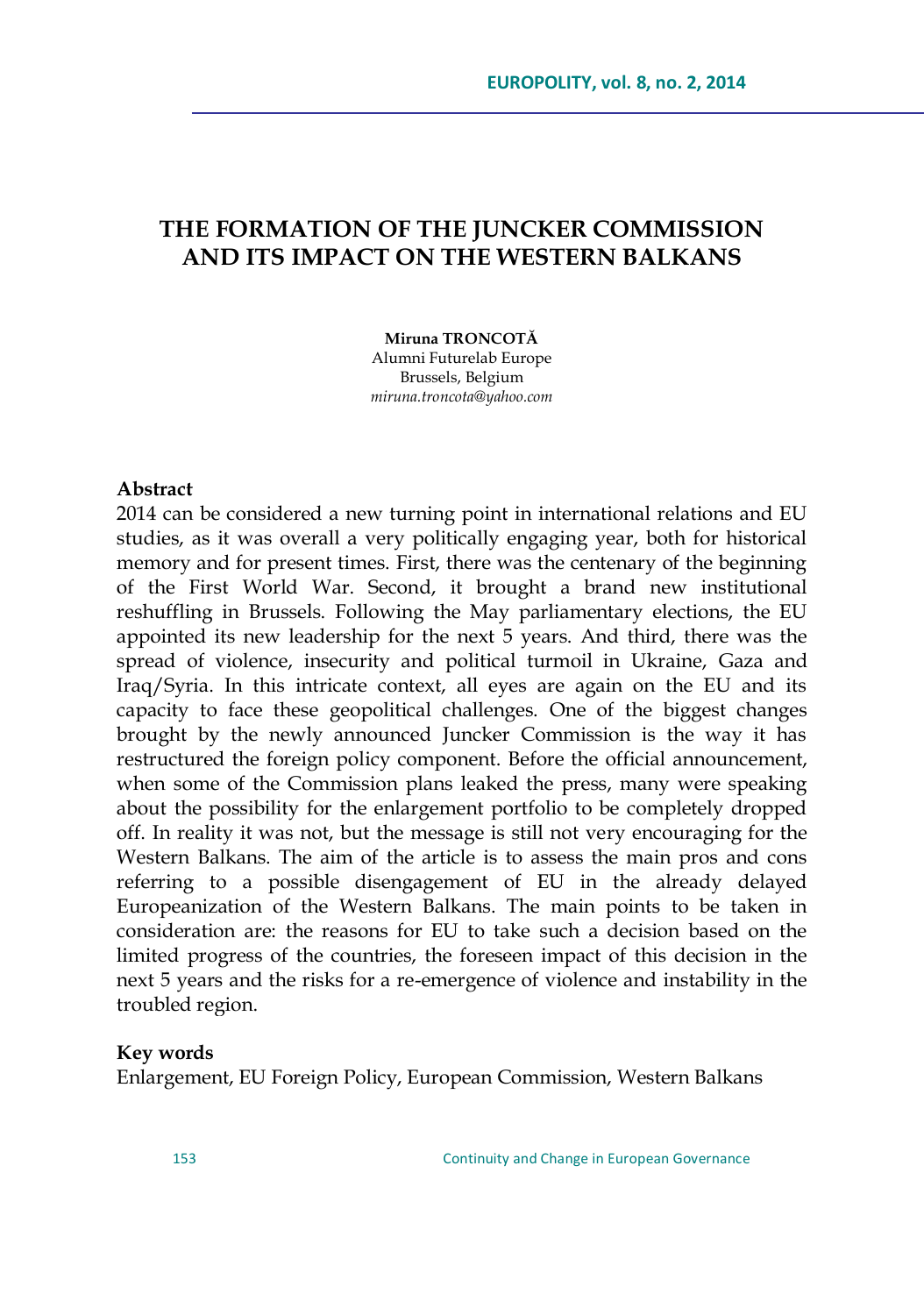# THE FORMATION OF THE JUNCKER COMMISSION AND ITS IMPACT ON THE WESTERN BALKANS

**Miruna TRONCOTĂ**
Alumni Futurelab Europe
Brussels, Belgium
*miruna.troncota@yahoo.com*

## Abstract

2014 can be considered a new turning point in international relations and EU studies, as it was overall a very politically engaging year, both for historical memory and for present times. First, there was the centenary of the beginning of the First World War. Second, it brought a brand new institutional reshuffling in Brussels. Following the May parliamentary elections, the EU appointed its new leadership for the next 5 years. And third, there was the spread of violence, insecurity and political turmoil in Ukraine, Gaza and Iraq/Syria. In this intricate context, all eyes are again on the EU and its capacity to face these geopolitical challenges. One of the biggest changes brought by the newly announced Juncker Commission is the way it has restructured the foreign policy component. Before the official announcement, when some of the Commission plans leaked the press, many were speaking about the possibility for the enlargement portfolio to be completely dropped off. In reality it was not, but the message is still not very encouraging for the Western Balkans. The aim of the article is to assess the main pros and cons referring to a possible disengagement of EU in the already delayed Europeanization of the Western Balkans. The main points to be taken in consideration are: the reasons for EU to take such a decision based on the limited progress of the countries, the foreseen impact of this decision in the next 5 years and the risks for a re-emergence of violence and instability in the troubled region.

## Key words

Enlargement, EU Foreign Policy, European Commission, Western Balkans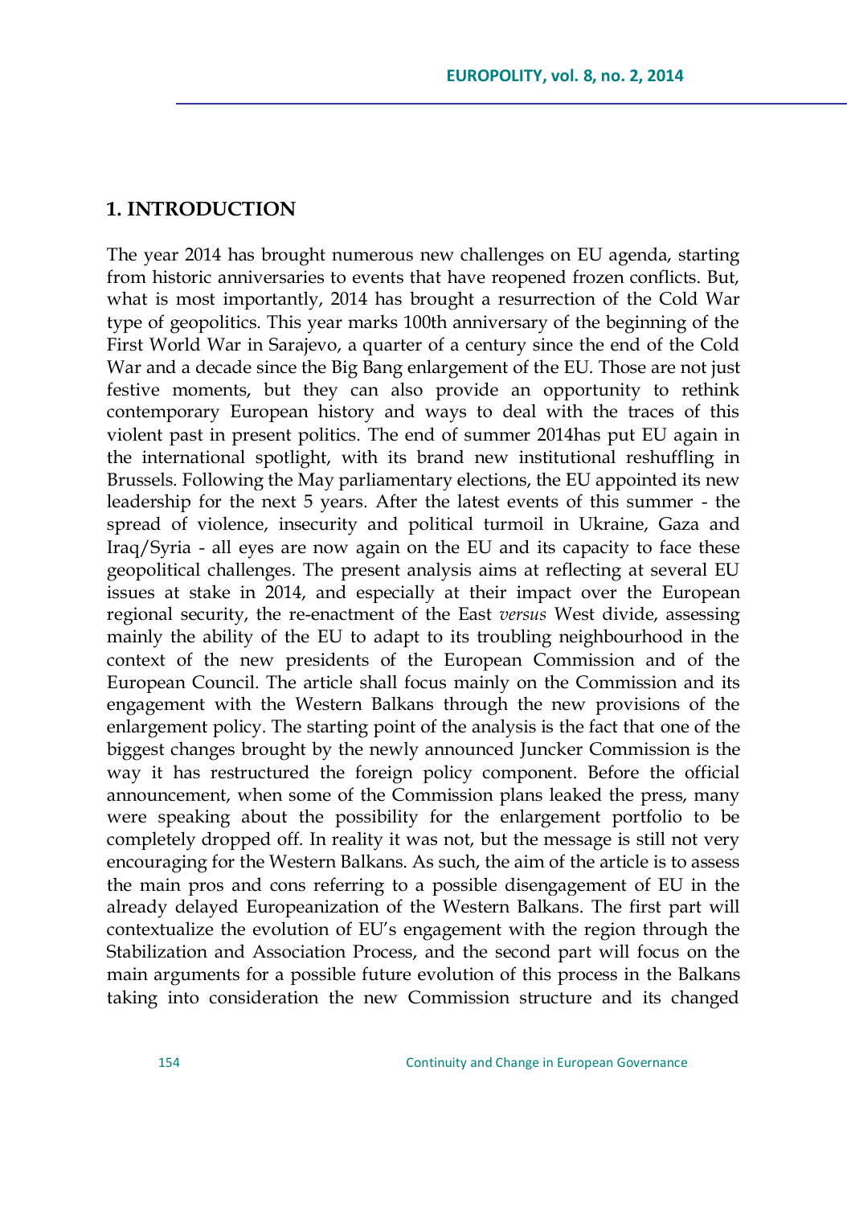## 1. INTRODUCTION

The year 2014 has brought numerous new challenges on EU agenda, starting from historic anniversaries to events that have reopened frozen conflicts. But, what is most importantly, 2014 has brought a resurrection of the Cold War type of geopolitics. This year marks 100th anniversary of the beginning of the First World War in Sarajevo, a quarter of a century since the end of the Cold War and a decade since the Big Bang enlargement of the EU. Those are not just festive moments, but they can also provide an opportunity to rethink contemporary European history and ways to deal with the traces of this violent past in present politics. The end of summer 2014has put EU again in the international spotlight, with its brand new institutional reshuffling in Brussels. Following the May parliamentary elections, the EU appointed its new leadership for the next 5 years. After the latest events of this summer - the spread of violence, insecurity and political turmoil in Ukraine, Gaza and Iraq/Syria - all eyes are now again on the EU and its capacity to face these geopolitical challenges. The present analysis aims at reflecting at several EU issues at stake in 2014, and especially at their impact over the European regional security, the re-enactment of the East *versus* West divide, assessing mainly the ability of the EU to adapt to its troubling neighbourhood in the context of the new presidents of the European Commission and of the European Council. The article shall focus mainly on the Commission and its engagement with the Western Balkans through the new provisions of the enlargement policy. The starting point of the analysis is the fact that one of the biggest changes brought by the newly announced Juncker Commission is the way it has restructured the foreign policy component. Before the official announcement, when some of the Commission plans leaked the press, many were speaking about the possibility for the enlargement portfolio to be completely dropped off. In reality it was not, but the message is still not very encouraging for the Western Balkans. As such, the aim of the article is to assess the main pros and cons referring to a possible disengagement of EU in the already delayed Europeanization of the Western Balkans. The first part will contextualize the evolution of EU's engagement with the region through the Stabilization and Association Process, and the second part will focus on the main arguments for a possible future evolution of this process in the Balkans taking into consideration the new Commission structure and its changed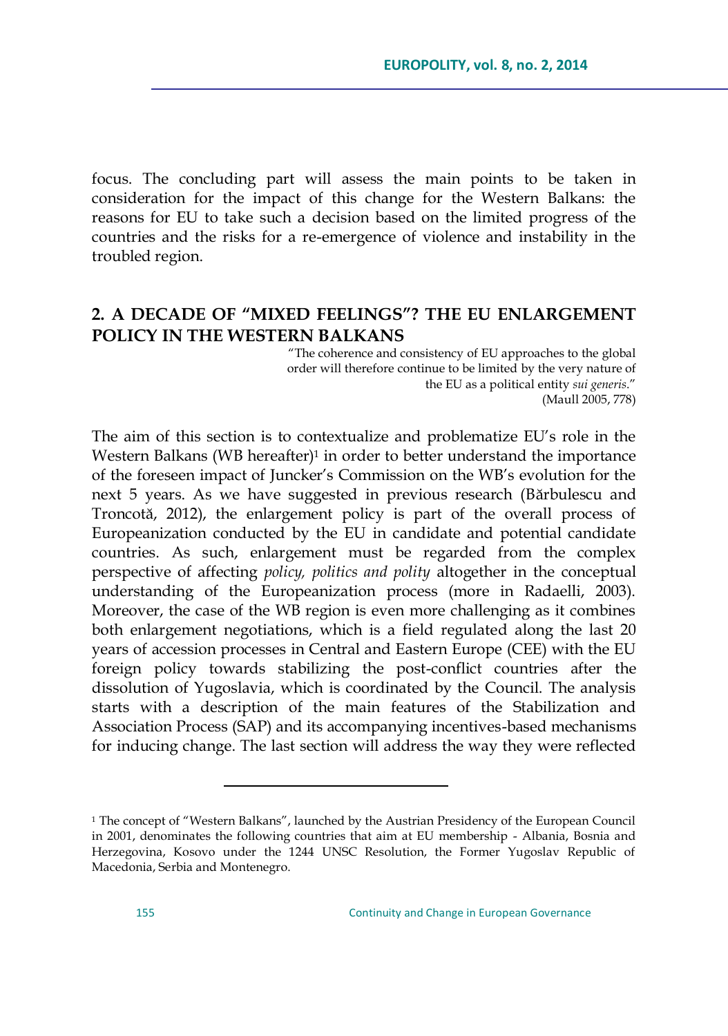focus. The concluding part will assess the main points to be taken in consideration for the impact of this change for the Western Balkans: the reasons for EU to take such a decision based on the limited progress of the countries and the risks for a re-emergence of violence and instability in the troubled region.

## 2. A DECADE OF "MIXED FEELINGS"? THE EU ENLARGEMENT POLICY IN THE WESTERN BALKANS

> "The coherence and consistency of EU approaches to the global order will therefore continue to be limited by the very nature of the EU as a political entity *sui generis*."
> (Maull 2005, 778)

The aim of this section is to contextualize and problematize EU's role in the Western Balkans (WB hereafter)[1] in order to better understand the importance of the foreseen impact of Juncker's Commission on the WB's evolution for the next 5 years. As we have suggested in previous research (Bărbulescu and Troncotă, 2012), the enlargement policy is part of the overall process of Europeanization conducted by the EU in candidate and potential candidate countries. As such, enlargement must be regarded from the complex perspective of affecting *policy, politics and polity* altogether in the conceptual understanding of the Europeanization process (more in Radaelli, 2003). Moreover, the case of the WB region is even more challenging as it combines both enlargement negotiations, which is a field regulated along the last 20 years of accession processes in Central and Eastern Europe (CEE) with the EU foreign policy towards stabilizing the post-conflict countries after the dissolution of Yugoslavia, which is coordinated by the Council. The analysis starts with a description of the main features of the Stabilization and Association Process (SAP) and its accompanying incentives-based mechanisms for inducing change. The last section will address the way they were reflected

---

[1] The concept of "Western Balkans", launched by the Austrian Presidency of the European Council in 2001, denominates the following countries that aim at EU membership - Albania, Bosnia and Herzegovina, Kosovo under the 1244 UNSC Resolution, the Former Yugoslav Republic of Macedonia, Serbia and Montenegro.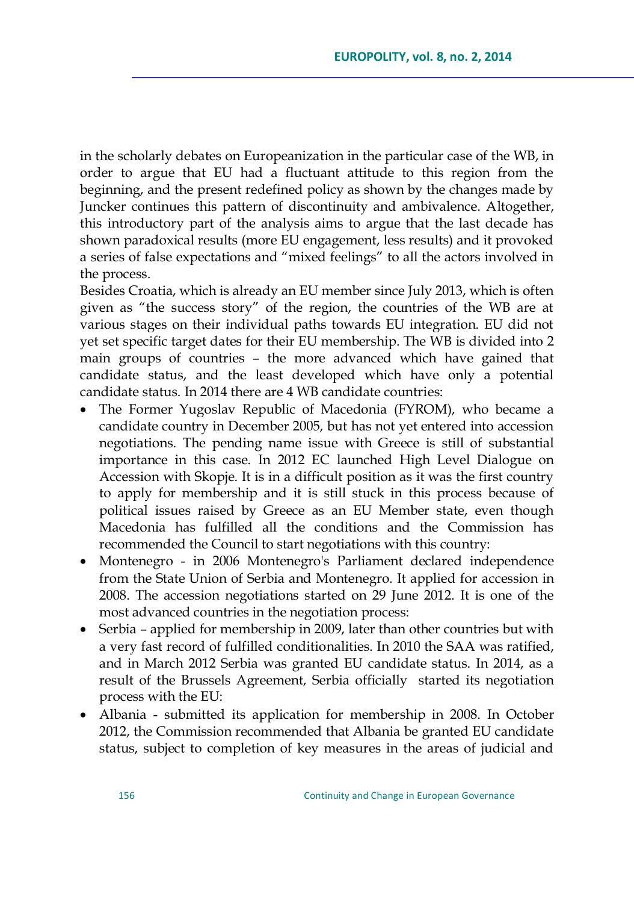in the scholarly debates on Europeanization in the particular case of the WB, in order to argue that EU had a fluctuant attitude to this region from the beginning, and the present redefined policy as shown by the changes made by Juncker continues this pattern of discontinuity and ambivalence. Altogether, this introductory part of the analysis aims to argue that the last decade has shown paradoxical results (more EU engagement, less results) and it provoked a series of false expectations and "mixed feelings" to all the actors involved in the process.

Besides Croatia, which is already an EU member since July 2013, which is often given as "the success story" of the region, the countries of the WB are at various stages on their individual paths towards EU integration. EU did not yet set specific target dates for their EU membership. The WB is divided into 2 main groups of countries – the more advanced which have gained that candidate status, and the least developed which have only a potential candidate status. In 2014 there are 4 WB candidate countries:

- The Former Yugoslav Republic of Macedonia (FYROM), who became a candidate country in December 2005, but has not yet entered into accession negotiations. The pending name issue with Greece is still of substantial importance in this case. In 2012 EC launched High Level Dialogue on Accession with Skopje. It is in a difficult position as it was the first country to apply for membership and it is still stuck in this process because of political issues raised by Greece as an EU Member state, even though Macedonia has fulfilled all the conditions and the Commission has recommended the Council to start negotiations with this country:
- Montenegro - in 2006 Montenegro's Parliament declared independence from the State Union of Serbia and Montenegro. It applied for accession in 2008. The accession negotiations started on 29 June 2012. It is one of the most advanced countries in the negotiation process:
- Serbia – applied for membership in 2009, later than other countries but with a very fast record of fulfilled conditionalities. In 2010 the SAA was ratified, and in March 2012 Serbia was granted EU candidate status. In 2014, as a result of the Brussels Agreement, Serbia officially started its negotiation process with the EU:
- Albania - submitted its application for membership in 2008. In October 2012, the Commission recommended that Albania be granted EU candidate status, subject to completion of key measures in the areas of judicial and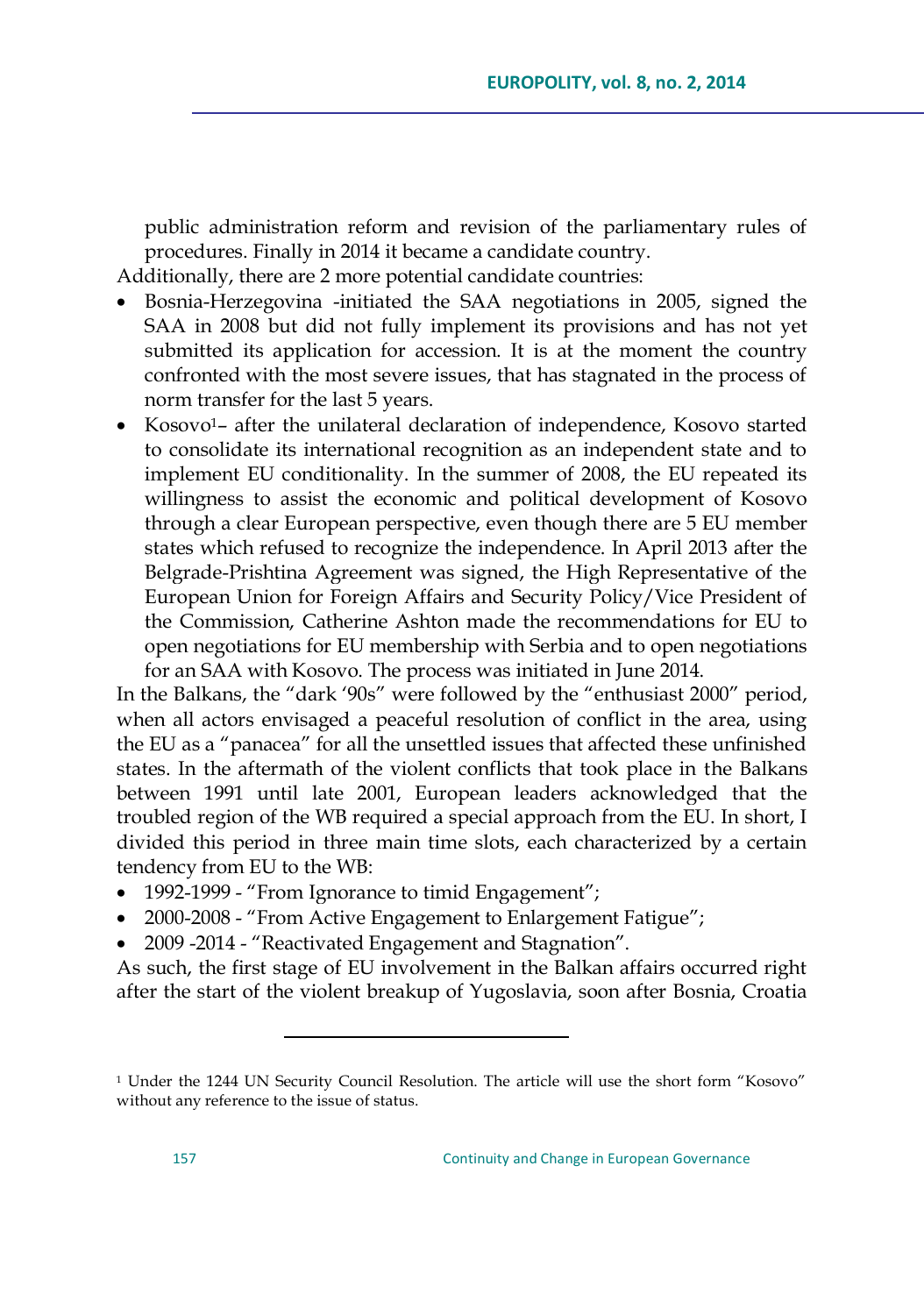public administration reform and revision of the parliamentary rules of procedures. Finally in 2014 it became a candidate country.

Additionally, there are 2 more potential candidate countries:

- Bosnia-Herzegovina -initiated the SAA negotiations in 2005, signed the SAA in 2008 but did not fully implement its provisions and has not yet submitted its application for accession. It is at the moment the country confronted with the most severe issues, that has stagnated in the process of norm transfer for the last 5 years.
- Kosovo[1]– after the unilateral declaration of independence, Kosovo started to consolidate its international recognition as an independent state and to implement EU conditionality. In the summer of 2008, the EU repeated its willingness to assist the economic and political development of Kosovo through a clear European perspective, even though there are 5 EU member states which refused to recognize the independence. In April 2013 after the Belgrade-Prishtina Agreement was signed, the High Representative of the European Union for Foreign Affairs and Security Policy/Vice President of the Commission, Catherine Ashton made the recommendations for EU to open negotiations for EU membership with Serbia and to open negotiations for an SAA with Kosovo. The process was initiated in June 2014.

In the Balkans, the "dark '90s" were followed by the "enthusiast 2000" period, when all actors envisaged a peaceful resolution of conflict in the area, using the EU as a "panacea" for all the unsettled issues that affected these unfinished states. In the aftermath of the violent conflicts that took place in the Balkans between 1991 until late 2001, European leaders acknowledged that the troubled region of the WB required a special approach from the EU. In short, I divided this period in three main time slots, each characterized by a certain tendency from EU to the WB:

- 1992-1999 - "From Ignorance to timid Engagement";
- 2000-2008 - "From Active Engagement to Enlargement Fatigue";
- 2009 -2014 - "Reactivated Engagement and Stagnation".

As such, the first stage of EU involvement in the Balkan affairs occurred right after the start of the violent breakup of Yugoslavia, soon after Bosnia, Croatia

---

[1] Under the 1244 UN Security Council Resolution. The article will use the short form "Kosovo" without any reference to the issue of status.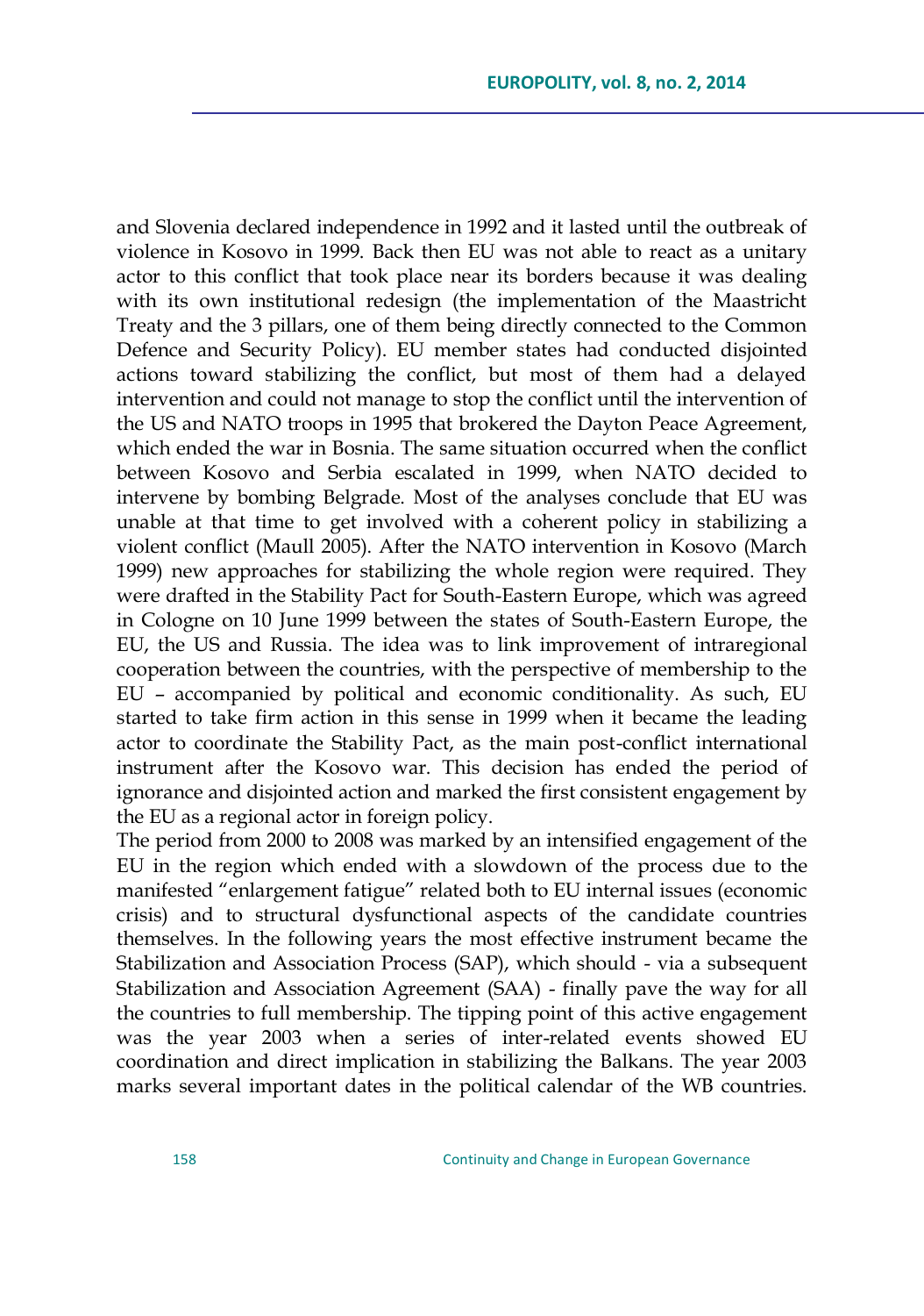and Slovenia declared independence in 1992 and it lasted until the outbreak of violence in Kosovo in 1999. Back then EU was not able to react as a unitary actor to this conflict that took place near its borders because it was dealing with its own institutional redesign (the implementation of the Maastricht Treaty and the 3 pillars, one of them being directly connected to the Common Defence and Security Policy). EU member states had conducted disjointed actions toward stabilizing the conflict, but most of them had a delayed intervention and could not manage to stop the conflict until the intervention of the US and NATO troops in 1995 that brokered the Dayton Peace Agreement, which ended the war in Bosnia. The same situation occurred when the conflict between Kosovo and Serbia escalated in 1999, when NATO decided to intervene by bombing Belgrade. Most of the analyses conclude that EU was unable at that time to get involved with a coherent policy in stabilizing a violent conflict (Maull 2005). After the NATO intervention in Kosovo (March 1999) new approaches for stabilizing the whole region were required. They were drafted in the Stability Pact for South-Eastern Europe, which was agreed in Cologne on 10 June 1999 between the states of South-Eastern Europe, the EU, the US and Russia. The idea was to link improvement of intraregional cooperation between the countries, with the perspective of membership to the EU – accompanied by political and economic conditionality. As such, EU started to take firm action in this sense in 1999 when it became the leading actor to coordinate the Stability Pact, as the main post-conflict international instrument after the Kosovo war. This decision has ended the period of ignorance and disjointed action and marked the first consistent engagement by the EU as a regional actor in foreign policy.

The period from 2000 to 2008 was marked by an intensified engagement of the EU in the region which ended with a slowdown of the process due to the manifested "enlargement fatigue" related both to EU internal issues (economic crisis) and to structural dysfunctional aspects of the candidate countries themselves. In the following years the most effective instrument became the Stabilization and Association Process (SAP), which should - via a subsequent Stabilization and Association Agreement (SAA) - finally pave the way for all the countries to full membership. The tipping point of this active engagement was the year 2003 when a series of inter-related events showed EU coordination and direct implication in stabilizing the Balkans. The year 2003 marks several important dates in the political calendar of the WB countries.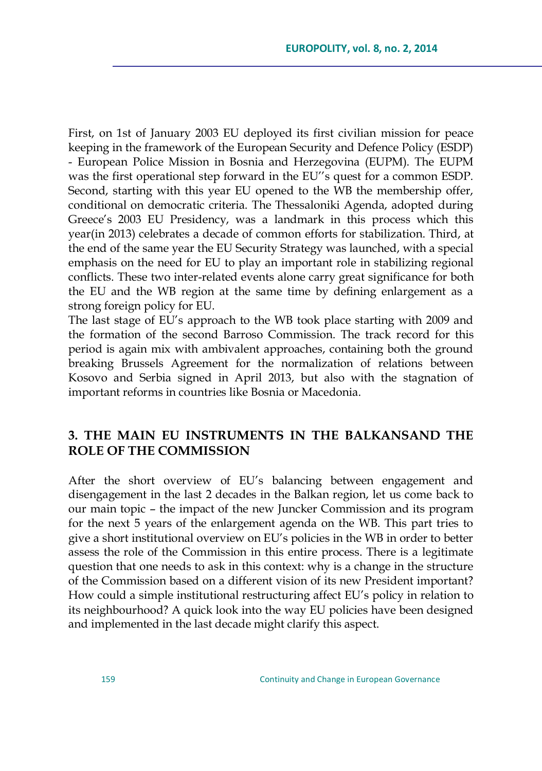First, on 1st of January 2003 EU deployed its first civilian mission for peace keeping in the framework of the European Security and Defence Policy (ESDP) - European Police Mission in Bosnia and Herzegovina (EUPM). The EUPM was the first operational step forward in the EU''s quest for a common ESDP. Second, starting with this year EU opened to the WB the membership offer, conditional on democratic criteria. The Thessaloniki Agenda, adopted during Greece's 2003 EU Presidency, was a landmark in this process which this year(in 2013) celebrates a decade of common efforts for stabilization. Third, at the end of the same year the EU Security Strategy was launched, with a special emphasis on the need for EU to play an important role in stabilizing regional conflicts. These two inter-related events alone carry great significance for both the EU and the WB region at the same time by defining enlargement as a strong foreign policy for EU.

The last stage of EU's approach to the WB took place starting with 2009 and the formation of the second Barroso Commission. The track record for this period is again mix with ambivalent approaches, containing both the ground breaking Brussels Agreement for the normalization of relations between Kosovo and Serbia signed in April 2013, but also with the stagnation of important reforms in countries like Bosnia or Macedonia.

## 3. THE MAIN EU INSTRUMENTS IN THE BALKANSAND THE ROLE OF THE COMMISSION

After the short overview of EU's balancing between engagement and disengagement in the last 2 decades in the Balkan region, let us come back to our main topic – the impact of the new Juncker Commission and its program for the next 5 years of the enlargement agenda on the WB. This part tries to give a short institutional overview on EU's policies in the WB in order to better assess the role of the Commission in this entire process. There is a legitimate question that one needs to ask in this context: why is a change in the structure of the Commission based on a different vision of its new President important? How could a simple institutional restructuring affect EU's policy in relation to its neighbourhood? A quick look into the way EU policies have been designed and implemented in the last decade might clarify this aspect.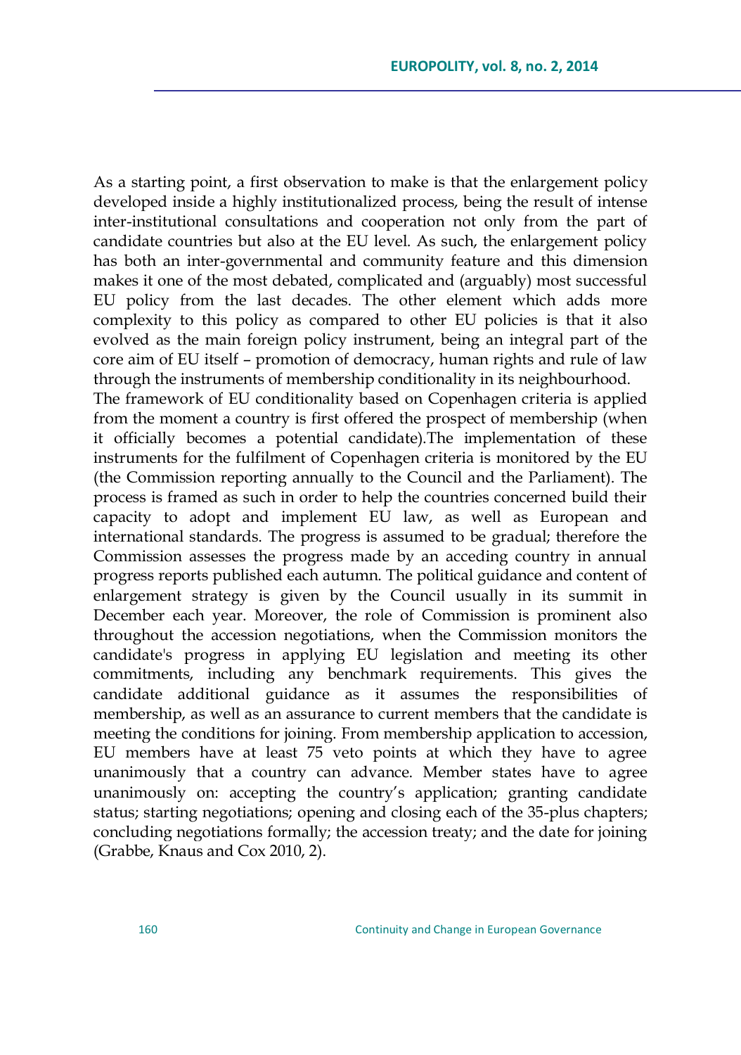As a starting point, a first observation to make is that the enlargement policy developed inside a highly institutionalized process, being the result of intense inter-institutional consultations and cooperation not only from the part of candidate countries but also at the EU level. As such, the enlargement policy has both an inter-governmental and community feature and this dimension makes it one of the most debated, complicated and (arguably) most successful EU policy from the last decades. The other element which adds more complexity to this policy as compared to other EU policies is that it also evolved as the main foreign policy instrument, being an integral part of the core aim of EU itself – promotion of democracy, human rights and rule of law through the instruments of membership conditionality in its neighbourhood.
The framework of EU conditionality based on Copenhagen criteria is applied from the moment a country is first offered the prospect of membership (when it officially becomes a potential candidate).The implementation of these instruments for the fulfilment of Copenhagen criteria is monitored by the EU (the Commission reporting annually to the Council and the Parliament). The process is framed as such in order to help the countries concerned build their capacity to adopt and implement EU law, as well as European and international standards. The progress is assumed to be gradual; therefore the Commission assesses the progress made by an acceding country in annual progress reports published each autumn. The political guidance and content of enlargement strategy is given by the Council usually in its summit in December each year. Moreover, the role of Commission is prominent also throughout the accession negotiations, when the Commission monitors the candidate's progress in applying EU legislation and meeting its other commitments, including any benchmark requirements. This gives the candidate additional guidance as it assumes the responsibilities of membership, as well as an assurance to current members that the candidate is meeting the conditions for joining. From membership application to accession, EU members have at least 75 veto points at which they have to agree unanimously that a country can advance. Member states have to agree unanimously on: accepting the country's application; granting candidate status; starting negotiations; opening and closing each of the 35-plus chapters; concluding negotiations formally; the accession treaty; and the date for joining (Grabbe, Knaus and Cox 2010, 2).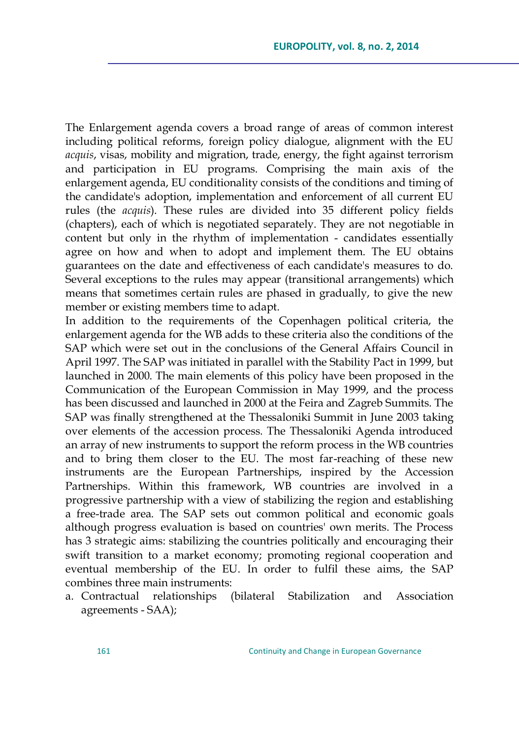The Enlargement agenda covers a broad range of areas of common interest including political reforms, foreign policy dialogue, alignment with the EU *acquis*, visas, mobility and migration, trade, energy, the fight against terrorism and participation in EU programs. Comprising the main axis of the enlargement agenda, EU conditionality consists of the conditions and timing of the candidate's adoption, implementation and enforcement of all current EU rules (the *acquis*). These rules are divided into 35 different policy fields (chapters), each of which is negotiated separately. They are not negotiable in content but only in the rhythm of implementation - candidates essentially agree on how and when to adopt and implement them. The EU obtains guarantees on the date and effectiveness of each candidate's measures to do. Several exceptions to the rules may appear (transitional arrangements) which means that sometimes certain rules are phased in gradually, to give the new member or existing members time to adapt.

In addition to the requirements of the Copenhagen political criteria, the enlargement agenda for the WB adds to these criteria also the conditions of the SAP which were set out in the conclusions of the General Affairs Council in April 1997. The SAP was initiated in parallel with the Stability Pact in 1999, but launched in 2000. The main elements of this policy have been proposed in the Communication of the European Commission in May 1999, and the process has been discussed and launched in 2000 at the Feira and Zagreb Summits. The SAP was finally strengthened at the Thessaloniki Summit in June 2003 taking over elements of the accession process. The Thessaloniki Agenda introduced an array of new instruments to support the reform process in the WB countries and to bring them closer to the EU. The most far-reaching of these new instruments are the European Partnerships, inspired by the Accession Partnerships. Within this framework, WB countries are involved in a progressive partnership with a view of stabilizing the region and establishing a free-trade area. The SAP sets out common political and economic goals although progress evaluation is based on countries' own merits. The Process has 3 strategic aims: stabilizing the countries politically and encouraging their swift transition to a market economy; promoting regional cooperation and eventual membership of the EU. In order to fulfil these aims, the SAP combines three main instruments:

a. Contractual relationships (bilateral Stabilization and Association agreements - SAA);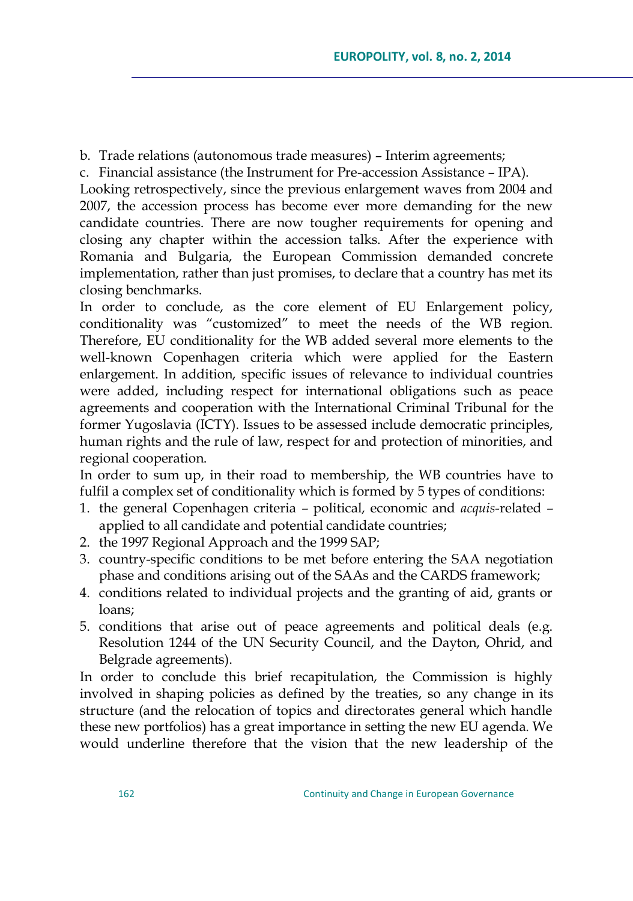b. Trade relations (autonomous trade measures) – Interim agreements;

c. Financial assistance (the Instrument for Pre-accession Assistance – IPA).

Looking retrospectively, since the previous enlargement waves from 2004 and 2007, the accession process has become ever more demanding for the new candidate countries. There are now tougher requirements for opening and closing any chapter within the accession talks. After the experience with Romania and Bulgaria, the European Commission demanded concrete implementation, rather than just promises, to declare that a country has met its closing benchmarks.

In order to conclude, as the core element of EU Enlargement policy, conditionality was "customized" to meet the needs of the WB region. Therefore, EU conditionality for the WB added several more elements to the well-known Copenhagen criteria which were applied for the Eastern enlargement. In addition, specific issues of relevance to individual countries were added, including respect for international obligations such as peace agreements and cooperation with the International Criminal Tribunal for the former Yugoslavia (ICTY). Issues to be assessed include democratic principles, human rights and the rule of law, respect for and protection of minorities, and regional cooperation.

In order to sum up, in their road to membership, the WB countries have to fulfil a complex set of conditionality which is formed by 5 types of conditions:

1. the general Copenhagen criteria – political, economic and *acquis*-related – applied to all candidate and potential candidate countries;
2. the 1997 Regional Approach and the 1999 SAP;
3. country-specific conditions to be met before entering the SAA negotiation phase and conditions arising out of the SAAs and the CARDS framework;
4. conditions related to individual projects and the granting of aid, grants or loans;
5. conditions that arise out of peace agreements and political deals (e.g. Resolution 1244 of the UN Security Council, and the Dayton, Ohrid, and Belgrade agreements).

In order to conclude this brief recapitulation, the Commission is highly involved in shaping policies as defined by the treaties, so any change in its structure (and the relocation of topics and directorates general which handle these new portfolios) has a great importance in setting the new EU agenda. We would underline therefore that the vision that the new leadership of the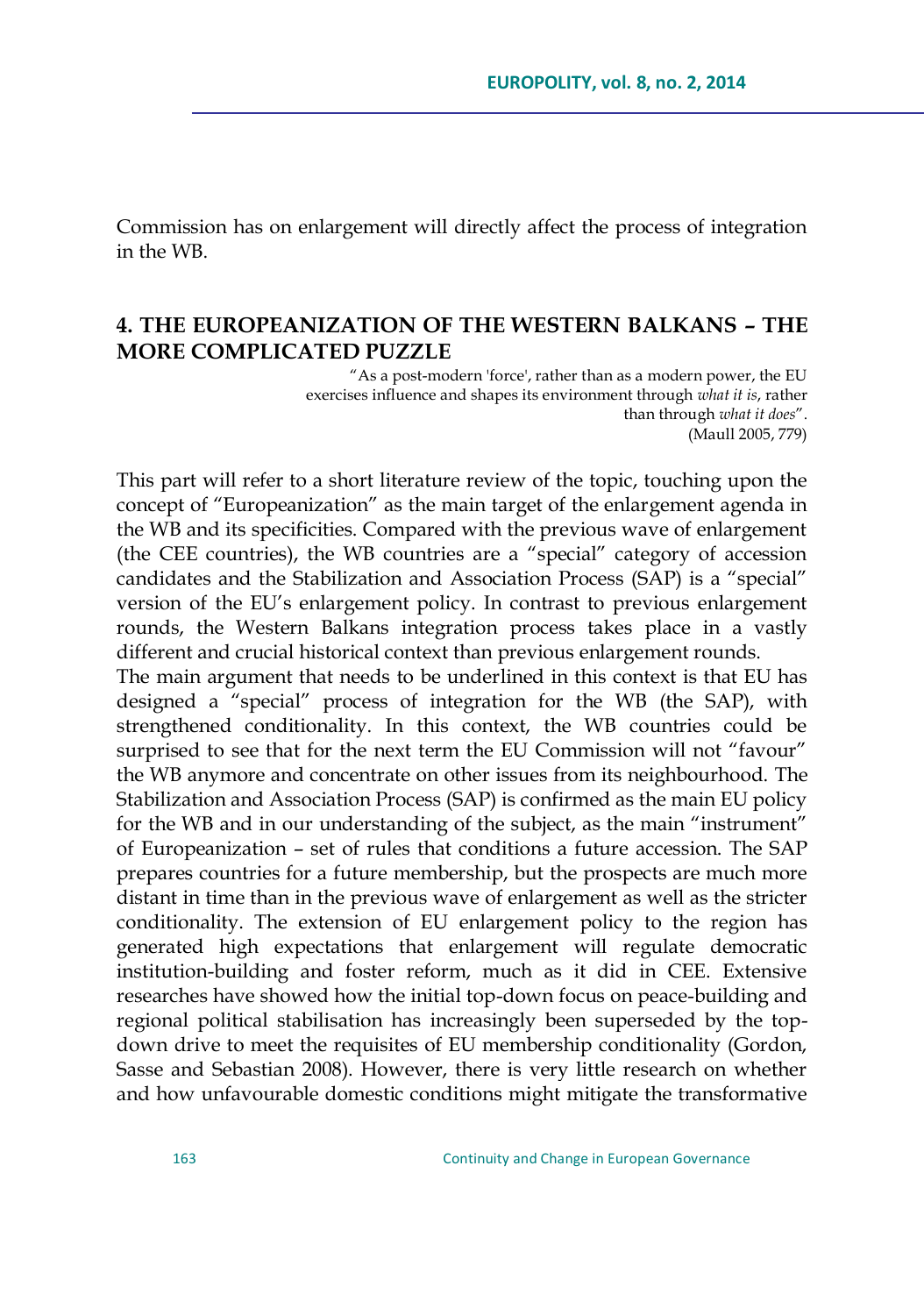Commission has on enlargement will directly affect the process of integration in the WB.

## 4. THE EUROPEANIZATION OF THE WESTERN BALKANS – THE MORE COMPLICATED PUZZLE

> "As a post-modern 'force', rather than as a modern power, the EU exercises influence and shapes its environment through *what it is*, rather than through *what it does*".
> (Maull 2005, 779)

This part will refer to a short literature review of the topic, touching upon the concept of "Europeanization" as the main target of the enlargement agenda in the WB and its specificities. Compared with the previous wave of enlargement (the CEE countries), the WB countries are a "special" category of accession candidates and the Stabilization and Association Process (SAP) is a "special" version of the EU's enlargement policy. In contrast to previous enlargement rounds, the Western Balkans integration process takes place in a vastly different and crucial historical context than previous enlargement rounds.

The main argument that needs to be underlined in this context is that EU has designed a "special" process of integration for the WB (the SAP), with strengthened conditionality. In this context, the WB countries could be surprised to see that for the next term the EU Commission will not "favour" the WB anymore and concentrate on other issues from its neighbourhood. The Stabilization and Association Process (SAP) is confirmed as the main EU policy for the WB and in our understanding of the subject, as the main "instrument" of Europeanization – set of rules that conditions a future accession. The SAP prepares countries for a future membership, but the prospects are much more distant in time than in the previous wave of enlargement as well as the stricter conditionality. The extension of EU enlargement policy to the region has generated high expectations that enlargement will regulate democratic institution-building and foster reform, much as it did in CEE. Extensive researches have showed how the initial top-down focus on peace-building and regional political stabilisation has increasingly been superseded by the top-down drive to meet the requisites of EU membership conditionality (Gordon, Sasse and Sebastian 2008). However, there is very little research on whether and how unfavourable domestic conditions might mitigate the transformative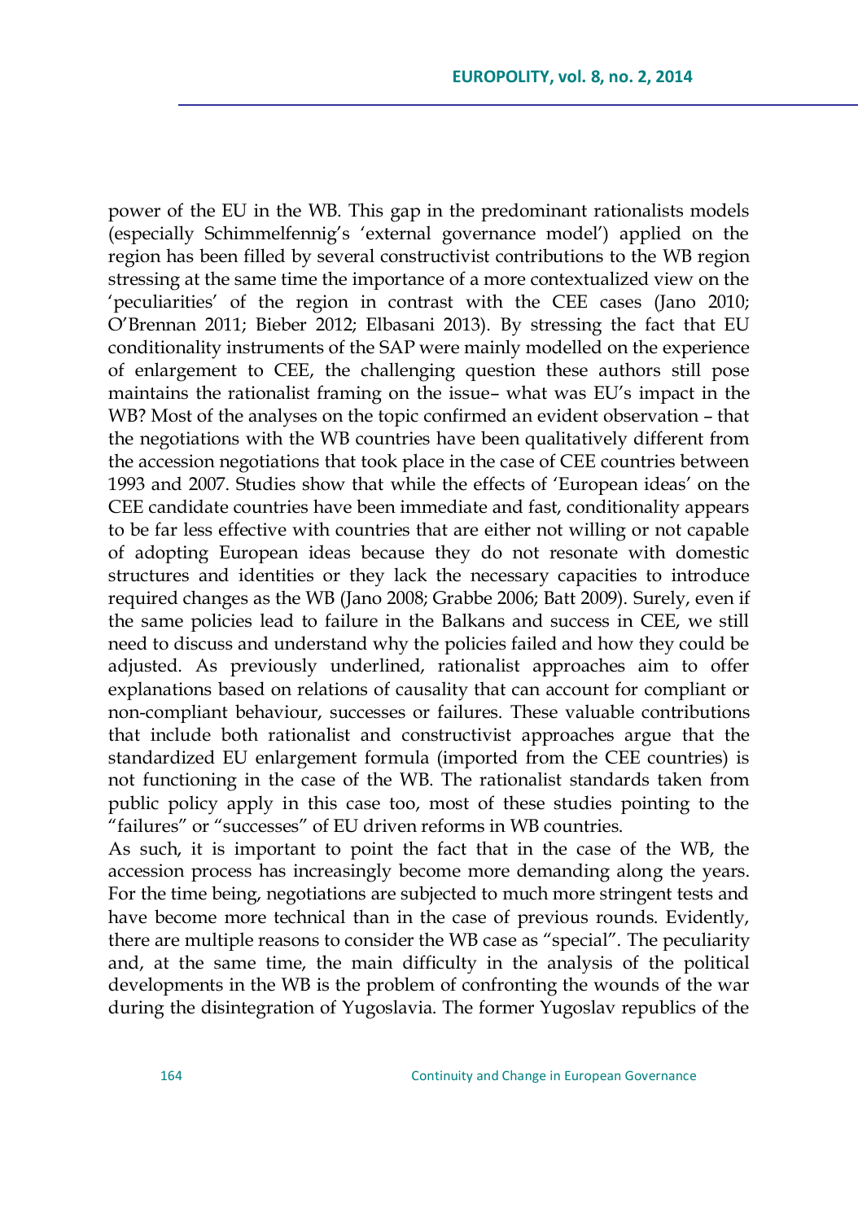power of the EU in the WB. This gap in the predominant rationalists models (especially Schimmelfennig's 'external governance model') applied on the region has been filled by several constructivist contributions to the WB region stressing at the same time the importance of a more contextualized view on the 'peculiarities' of the region in contrast with the CEE cases (Jano 2010; O'Brennan 2011; Bieber 2012; Elbasani 2013). By stressing the fact that EU conditionality instruments of the SAP were mainly modelled on the experience of enlargement to CEE, the challenging question these authors still pose maintains the rationalist framing on the issue– what was EU's impact in the WB? Most of the analyses on the topic confirmed an evident observation – that the negotiations with the WB countries have been qualitatively different from the accession negotiations that took place in the case of CEE countries between 1993 and 2007. Studies show that while the effects of 'European ideas' on the CEE candidate countries have been immediate and fast, conditionality appears to be far less effective with countries that are either not willing or not capable of adopting European ideas because they do not resonate with domestic structures and identities or they lack the necessary capacities to introduce required changes as the WB (Jano 2008; Grabbe 2006; Batt 2009). Surely, even if the same policies lead to failure in the Balkans and success in CEE, we still need to discuss and understand why the policies failed and how they could be adjusted. As previously underlined, rationalist approaches aim to offer explanations based on relations of causality that can account for compliant or non-compliant behaviour, successes or failures. These valuable contributions that include both rationalist and constructivist approaches argue that the standardized EU enlargement formula (imported from the CEE countries) is not functioning in the case of the WB. The rationalist standards taken from public policy apply in this case too, most of these studies pointing to the "failures" or "successes" of EU driven reforms in WB countries.

As such, it is important to point the fact that in the case of the WB, the accession process has increasingly become more demanding along the years. For the time being, negotiations are subjected to much more stringent tests and have become more technical than in the case of previous rounds. Evidently, there are multiple reasons to consider the WB case as "special". The peculiarity and, at the same time, the main difficulty in the analysis of the political developments in the WB is the problem of confronting the wounds of the war during the disintegration of Yugoslavia. The former Yugoslav republics of the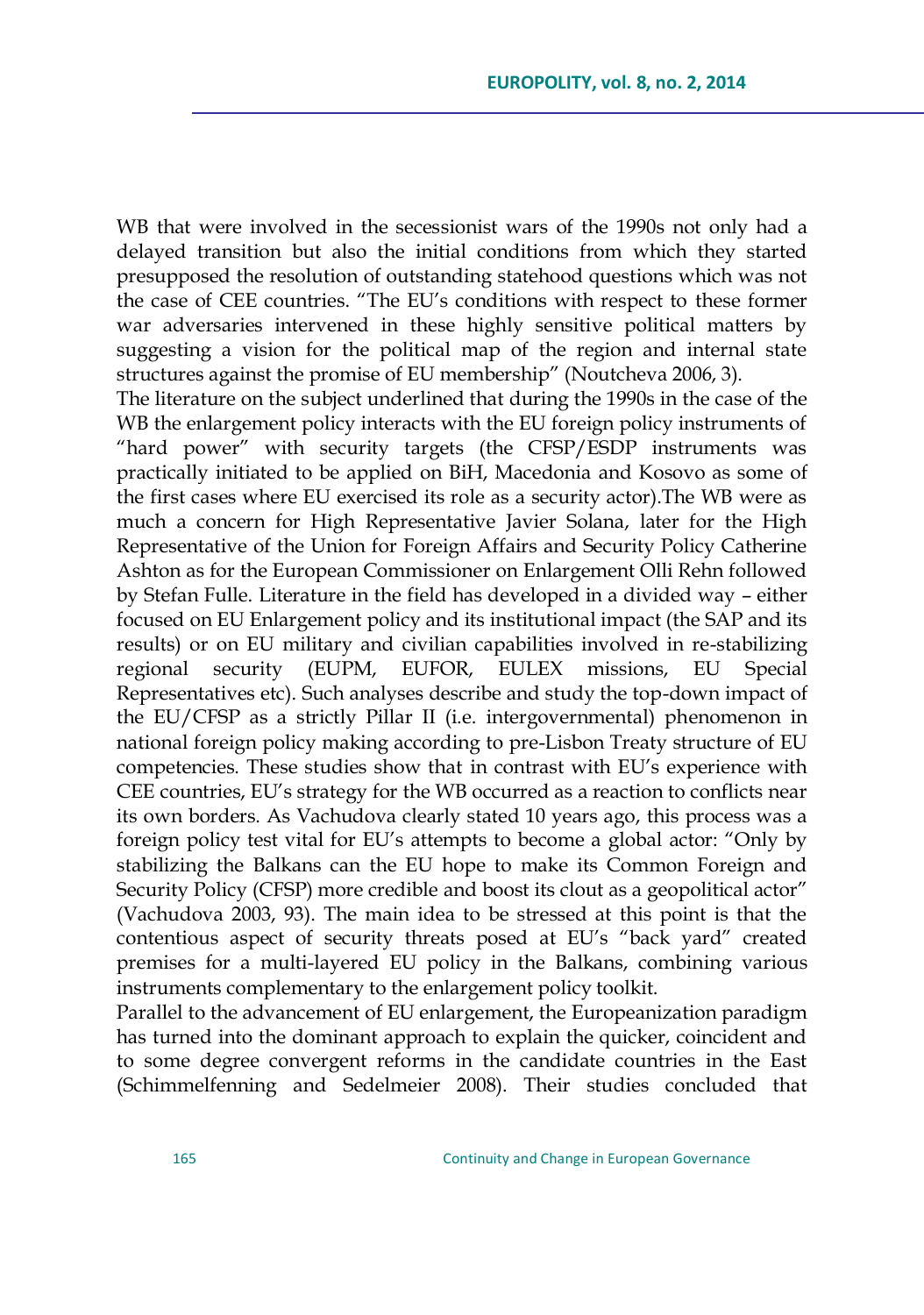WB that were involved in the secessionist wars of the 1990s not only had a delayed transition but also the initial conditions from which they started presupposed the resolution of outstanding statehood questions which was not the case of CEE countries. "The EU's conditions with respect to these former war adversaries intervened in these highly sensitive political matters by suggesting a vision for the political map of the region and internal state structures against the promise of EU membership" (Noutcheva 2006, 3).

The literature on the subject underlined that during the 1990s in the case of the WB the enlargement policy interacts with the EU foreign policy instruments of "hard power" with security targets (the CFSP/ESDP instruments was practically initiated to be applied on BiH, Macedonia and Kosovo as some of the first cases where EU exercised its role as a security actor).The WB were as much a concern for High Representative Javier Solana, later for the High Representative of the Union for Foreign Affairs and Security Policy Catherine Ashton as for the European Commissioner on Enlargement Olli Rehn followed by Stefan Fulle. Literature in the field has developed in a divided way – either focused on EU Enlargement policy and its institutional impact (the SAP and its results) or on EU military and civilian capabilities involved in re-stabilizing regional security (EUPM, EUFOR, EULEX missions, EU Special Representatives etc). Such analyses describe and study the top-down impact of the EU/CFSP as a strictly Pillar II (i.e. intergovernmental) phenomenon in national foreign policy making according to pre-Lisbon Treaty structure of EU competencies. These studies show that in contrast with EU's experience with CEE countries, EU's strategy for the WB occurred as a reaction to conflicts near its own borders. As Vachudova clearly stated 10 years ago, this process was a foreign policy test vital for EU's attempts to become a global actor: "Only by stabilizing the Balkans can the EU hope to make its Common Foreign and Security Policy (CFSP) more credible and boost its clout as a geopolitical actor" (Vachudova 2003, 93). The main idea to be stressed at this point is that the contentious aspect of security threats posed at EU's "back yard" created premises for a multi-layered EU policy in the Balkans, combining various instruments complementary to the enlargement policy toolkit.

Parallel to the advancement of EU enlargement, the Europeanization paradigm has turned into the dominant approach to explain the quicker, coincident and to some degree convergent reforms in the candidate countries in the East (Schimmelfenning and Sedelmeier 2008). Their studies concluded that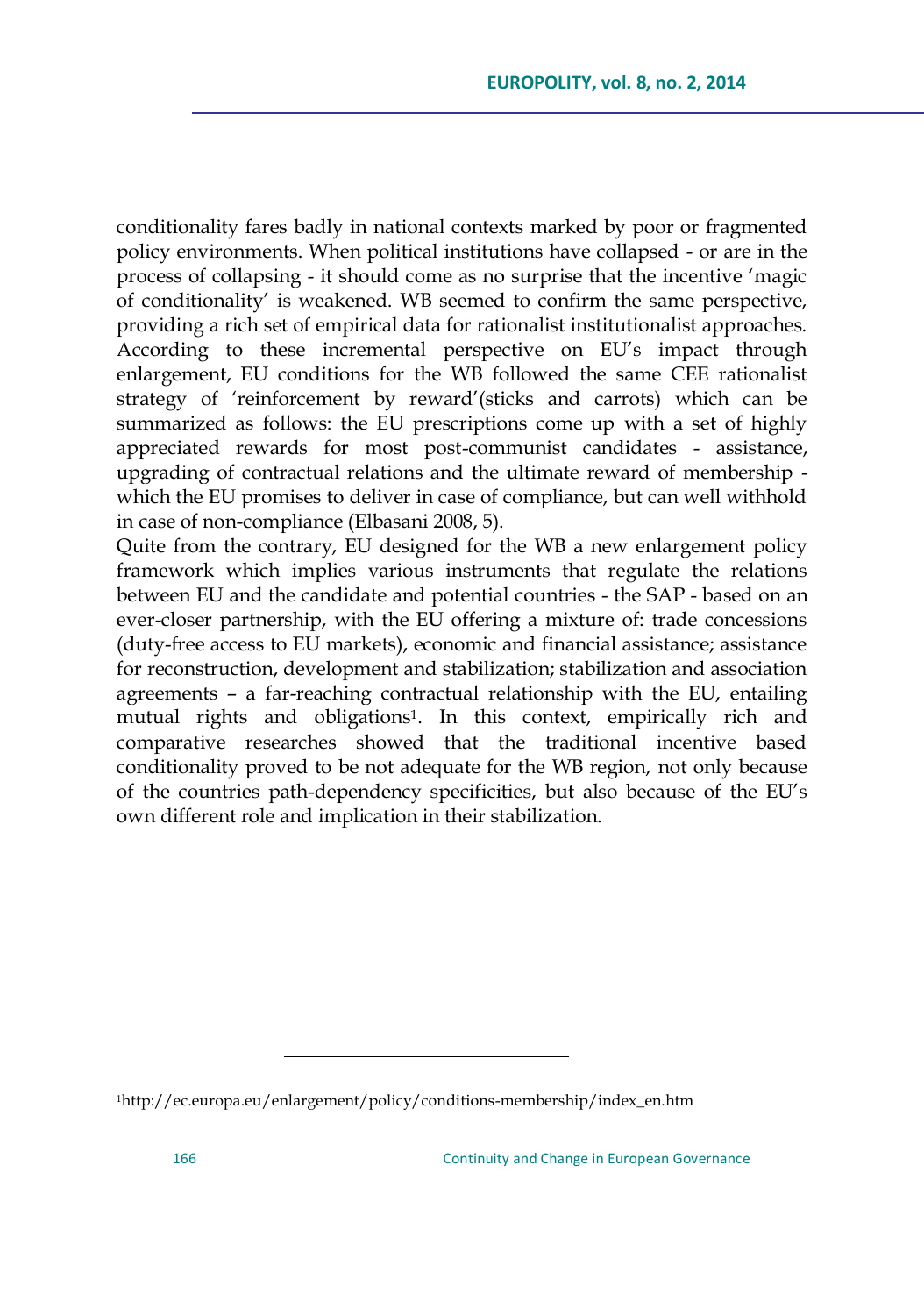conditionality fares badly in national contexts marked by poor or fragmented policy environments. When political institutions have collapsed - or are in the process of collapsing - it should come as no surprise that the incentive 'magic of conditionality' is weakened. WB seemed to confirm the same perspective, providing a rich set of empirical data for rationalist institutionalist approaches. According to these incremental perspective on EU's impact through enlargement, EU conditions for the WB followed the same CEE rationalist strategy of 'reinforcement by reward'(sticks and carrots) which can be summarized as follows: the EU prescriptions come up with a set of highly appreciated rewards for most post-communist candidates - assistance, upgrading of contractual relations and the ultimate reward of membership - which the EU promises to deliver in case of compliance, but can well withhold in case of non-compliance (Elbasani 2008, 5).

Quite from the contrary, EU designed for the WB a new enlargement policy framework which implies various instruments that regulate the relations between EU and the candidate and potential countries - the SAP - based on an ever-closer partnership, with the EU offering a mixture of: trade concessions (duty-free access to EU markets), economic and financial assistance; assistance for reconstruction, development and stabilization; stabilization and association agreements – a far-reaching contractual relationship with the EU, entailing mutual rights and obligations[1]. In this context, empirically rich and comparative researches showed that the traditional incentive based conditionality proved to be not adequate for the WB region, not only because of the countries path-dependency specificities, but also because of the EU's own different role and implication in their stabilization.

[1]http://ec.europa.eu/enlargement/policy/conditions-membership/index_en.htm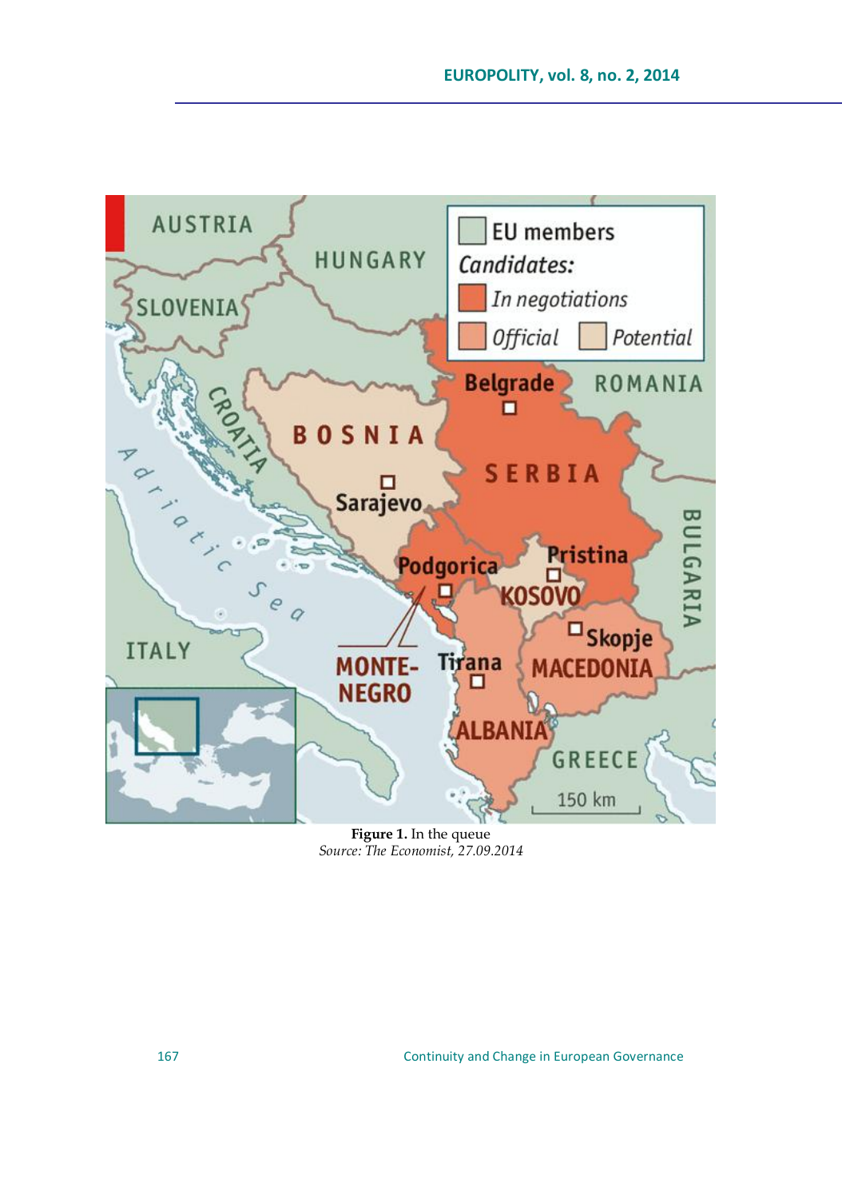**Figure 1.** In the queue
*Source: The Economist, 27.09.2014*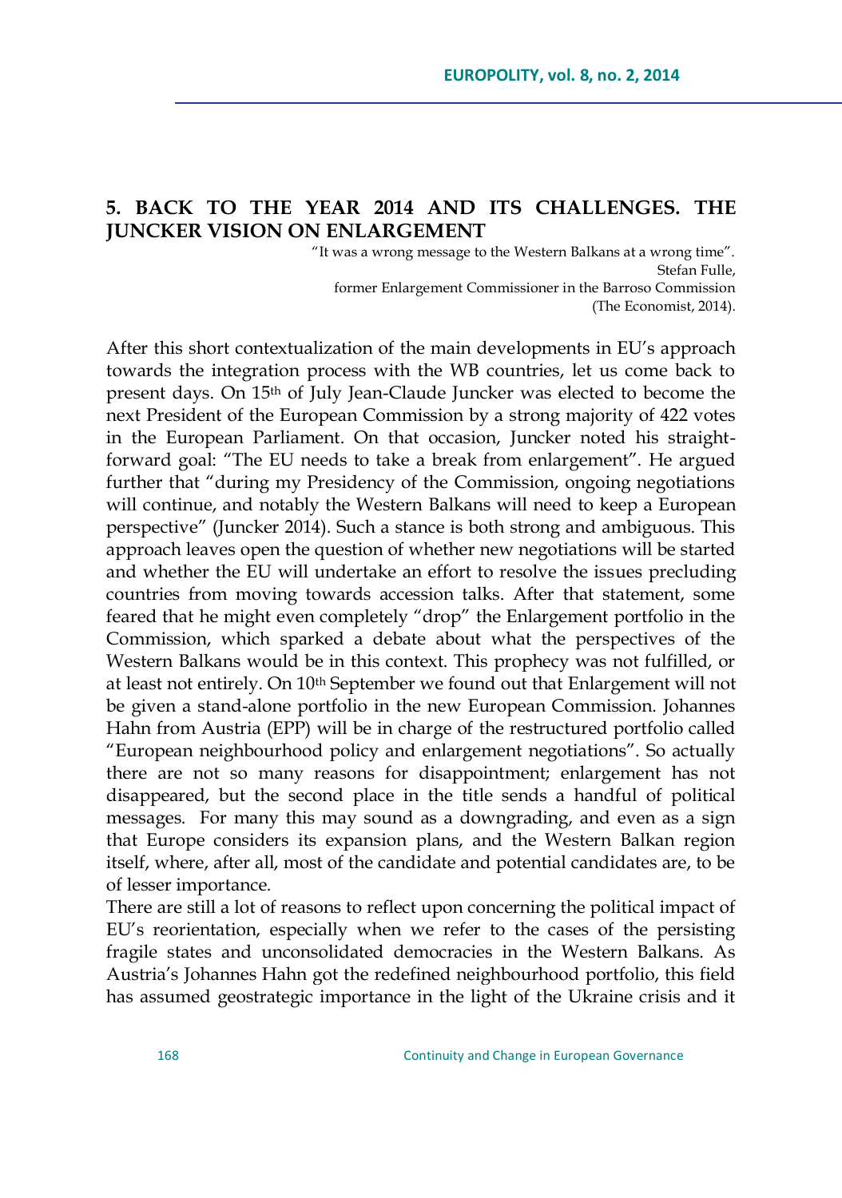## 5. BACK TO THE YEAR 2014 AND ITS CHALLENGES. THE JUNCKER VISION ON ENLARGEMENT

"It was a wrong message to the Western Balkans at a wrong time".
Stefan Fulle,
former Enlargement Commissioner in the Barroso Commission
(The Economist, 2014).

After this short contextualization of the main developments in EU's approach towards the integration process with the WB countries, let us come back to present days. On 15th of July Jean-Claude Juncker was elected to become the next President of the European Commission by a strong majority of 422 votes in the European Parliament. On that occasion, Juncker noted his straight-forward goal: "The EU needs to take a break from enlargement". He argued further that "during my Presidency of the Commission, ongoing negotiations will continue, and notably the Western Balkans will need to keep a European perspective" (Juncker 2014). Such a stance is both strong and ambiguous. This approach leaves open the question of whether new negotiations will be started and whether the EU will undertake an effort to resolve the issues precluding countries from moving towards accession talks. After that statement, some feared that he might even completely "drop" the Enlargement portfolio in the Commission, which sparked a debate about what the perspectives of the Western Balkans would be in this context. This prophecy was not fulfilled, or at least not entirely. On 10th September we found out that Enlargement will not be given a stand-alone portfolio in the new European Commission. Johannes Hahn from Austria (EPP) will be in charge of the restructured portfolio called "European neighbourhood policy and enlargement negotiations". So actually there are not so many reasons for disappointment; enlargement has not disappeared, but the second place in the title sends a handful of political messages. For many this may sound as a downgrading, and even as a sign that Europe considers its expansion plans, and the Western Balkan region itself, where, after all, most of the candidate and potential candidates are, to be of lesser importance.

There are still a lot of reasons to reflect upon concerning the political impact of EU's reorientation, especially when we refer to the cases of the persisting fragile states and unconsolidated democracies in the Western Balkans. As Austria's Johannes Hahn got the redefined neighbourhood portfolio, this field has assumed geostrategic importance in the light of the Ukraine crisis and it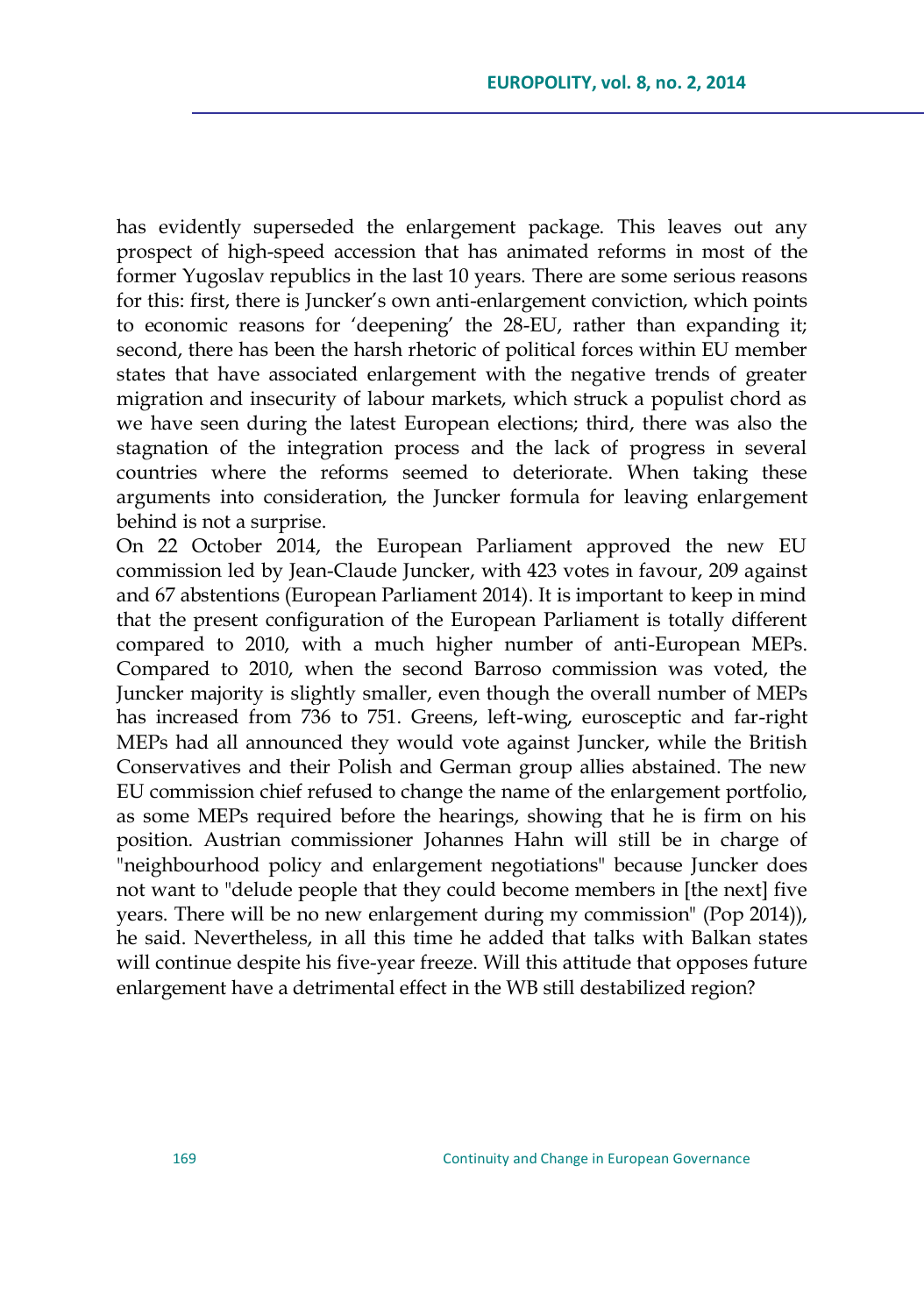has evidently superseded the enlargement package. This leaves out any prospect of high-speed accession that has animated reforms in most of the former Yugoslav republics in the last 10 years. There are some serious reasons for this: first, there is Juncker's own anti-enlargement conviction, which points to economic reasons for 'deepening' the 28-EU, rather than expanding it; second, there has been the harsh rhetoric of political forces within EU member states that have associated enlargement with the negative trends of greater migration and insecurity of labour markets, which struck a populist chord as we have seen during the latest European elections; third, there was also the stagnation of the integration process and the lack of progress in several countries where the reforms seemed to deteriorate. When taking these arguments into consideration, the Juncker formula for leaving enlargement behind is not a surprise.

On 22 October 2014, the European Parliament approved the new EU commission led by Jean-Claude Juncker, with 423 votes in favour, 209 against and 67 abstentions (European Parliament 2014). It is important to keep in mind that the present configuration of the European Parliament is totally different compared to 2010, with a much higher number of anti-European MEPs. Compared to 2010, when the second Barroso commission was voted, the Juncker majority is slightly smaller, even though the overall number of MEPs has increased from 736 to 751. Greens, left-wing, eurosceptic and far-right MEPs had all announced they would vote against Juncker, while the British Conservatives and their Polish and German group allies abstained. The new EU commission chief refused to change the name of the enlargement portfolio, as some MEPs required before the hearings, showing that he is firm on his position. Austrian commissioner Johannes Hahn will still be in charge of "neighbourhood policy and enlargement negotiations" because Juncker does not want to "delude people that they could become members in [the next] five years. There will be no new enlargement during my commission" (Pop 2014)), he said. Nevertheless, in all this time he added that talks with Balkan states will continue despite his five-year freeze. Will this attitude that opposes future enlargement have a detrimental effect in the WB still destabilized region?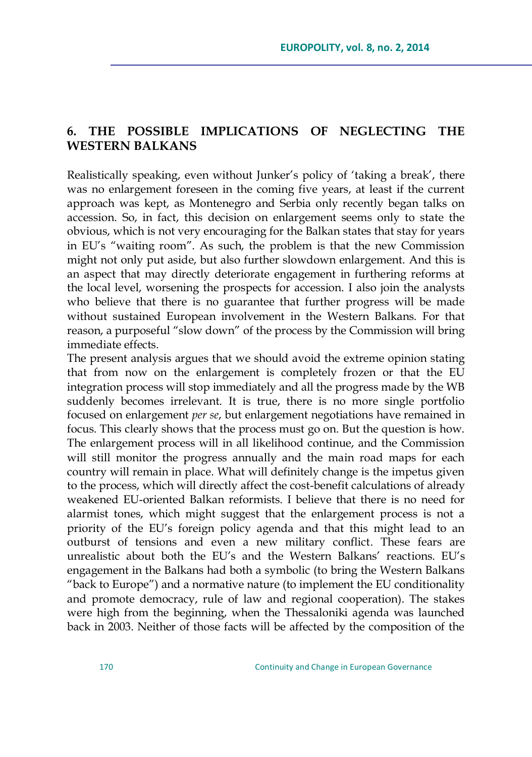## 6. THE POSSIBLE IMPLICATIONS OF NEGLECTING THE WESTERN BALKANS

Realistically speaking, even without Junker's policy of 'taking a break', there was no enlargement foreseen in the coming five years, at least if the current approach was kept, as Montenegro and Serbia only recently began talks on accession. So, in fact, this decision on enlargement seems only to state the obvious, which is not very encouraging for the Balkan states that stay for years in EU's "waiting room". As such, the problem is that the new Commission might not only put aside, but also further slowdown enlargement. And this is an aspect that may directly deteriorate engagement in furthering reforms at the local level, worsening the prospects for accession. I also join the analysts who believe that there is no guarantee that further progress will be made without sustained European involvement in the Western Balkans. For that reason, a purposeful "slow down" of the process by the Commission will bring immediate effects.

The present analysis argues that we should avoid the extreme opinion stating that from now on the enlargement is completely frozen or that the EU integration process will stop immediately and all the progress made by the WB suddenly becomes irrelevant. It is true, there is no more single portfolio focused on enlargement *per se*, but enlargement negotiations have remained in focus. This clearly shows that the process must go on. But the question is how. The enlargement process will in all likelihood continue, and the Commission will still monitor the progress annually and the main road maps for each country will remain in place. What will definitely change is the impetus given to the process, which will directly affect the cost-benefit calculations of already weakened EU-oriented Balkan reformists. I believe that there is no need for alarmist tones, which might suggest that the enlargement process is not a priority of the EU's foreign policy agenda and that this might lead to an outburst of tensions and even a new military conflict. These fears are unrealistic about both the EU's and the Western Balkans' reactions. EU's engagement in the Balkans had both a symbolic (to bring the Western Balkans "back to Europe") and a normative nature (to implement the EU conditionality and promote democracy, rule of law and regional cooperation). The stakes were high from the beginning, when the Thessaloniki agenda was launched back in 2003. Neither of those facts will be affected by the composition of the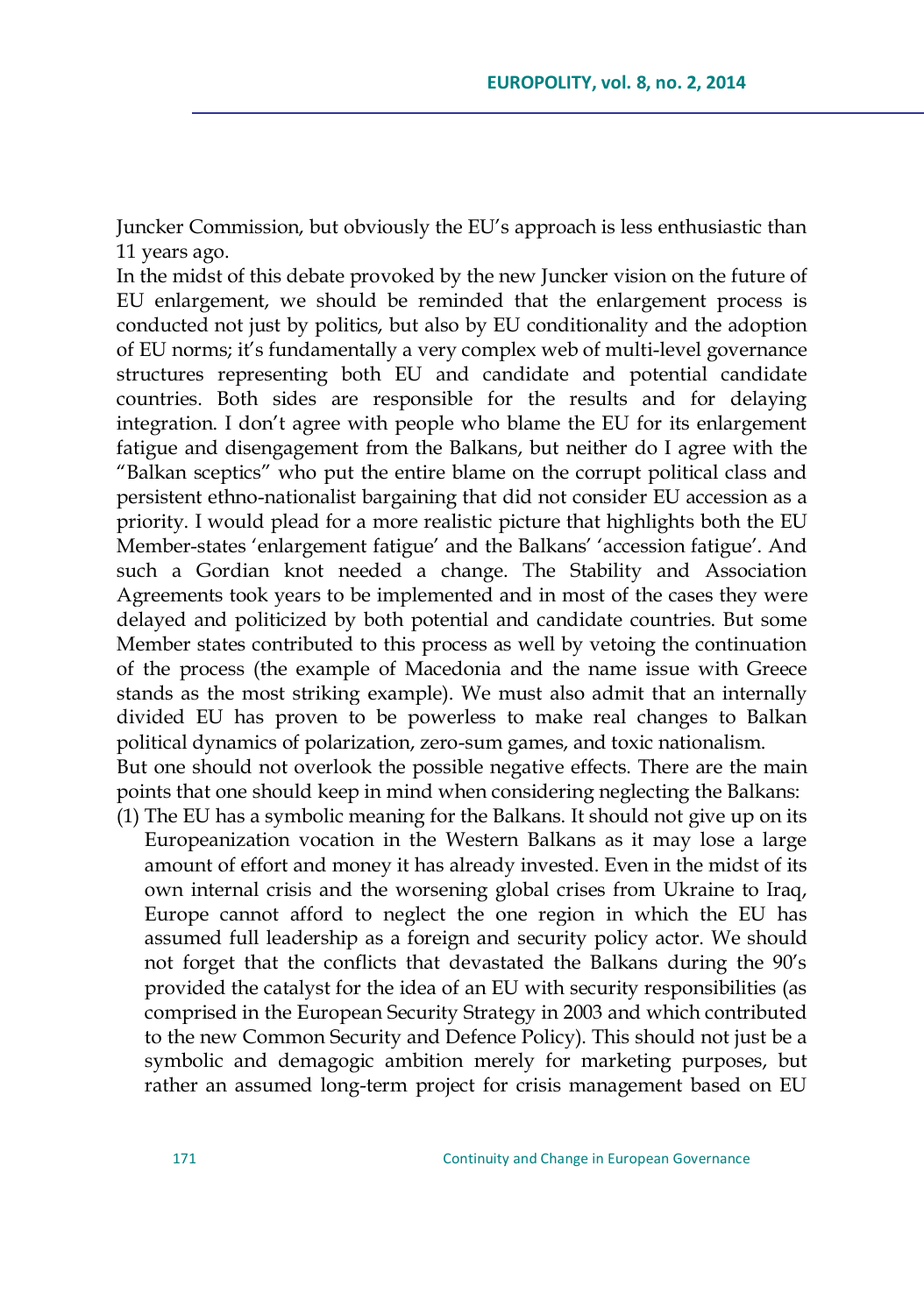Juncker Commission, but obviously the EU's approach is less enthusiastic than 11 years ago.

In the midst of this debate provoked by the new Juncker vision on the future of EU enlargement, we should be reminded that the enlargement process is conducted not just by politics, but also by EU conditionality and the adoption of EU norms; it's fundamentally a very complex web of multi-level governance structures representing both EU and candidate and potential candidate countries. Both sides are responsible for the results and for delaying integration. I don't agree with people who blame the EU for its enlargement fatigue and disengagement from the Balkans, but neither do I agree with the "Balkan sceptics" who put the entire blame on the corrupt political class and persistent ethno-nationalist bargaining that did not consider EU accession as a priority. I would plead for a more realistic picture that highlights both the EU Member-states 'enlargement fatigue' and the Balkans' 'accession fatigue'. And such a Gordian knot needed a change. The Stability and Association Agreements took years to be implemented and in most of the cases they were delayed and politicized by both potential and candidate countries. But some Member states contributed to this process as well by vetoing the continuation of the process (the example of Macedonia and the name issue with Greece stands as the most striking example). We must also admit that an internally divided EU has proven to be powerless to make real changes to Balkan political dynamics of polarization, zero-sum games, and toxic nationalism.

But one should not overlook the possible negative effects. There are the main points that one should keep in mind when considering neglecting the Balkans:

(1) The EU has a symbolic meaning for the Balkans. It should not give up on its Europeanization vocation in the Western Balkans as it may lose a large amount of effort and money it has already invested. Even in the midst of its own internal crisis and the worsening global crises from Ukraine to Iraq, Europe cannot afford to neglect the one region in which the EU has assumed full leadership as a foreign and security policy actor. We should not forget that the conflicts that devastated the Balkans during the 90's provided the catalyst for the idea of an EU with security responsibilities (as comprised in the European Security Strategy in 2003 and which contributed to the new Common Security and Defence Policy). This should not just be a symbolic and demagogic ambition merely for marketing purposes, but rather an assumed long-term project for crisis management based on EU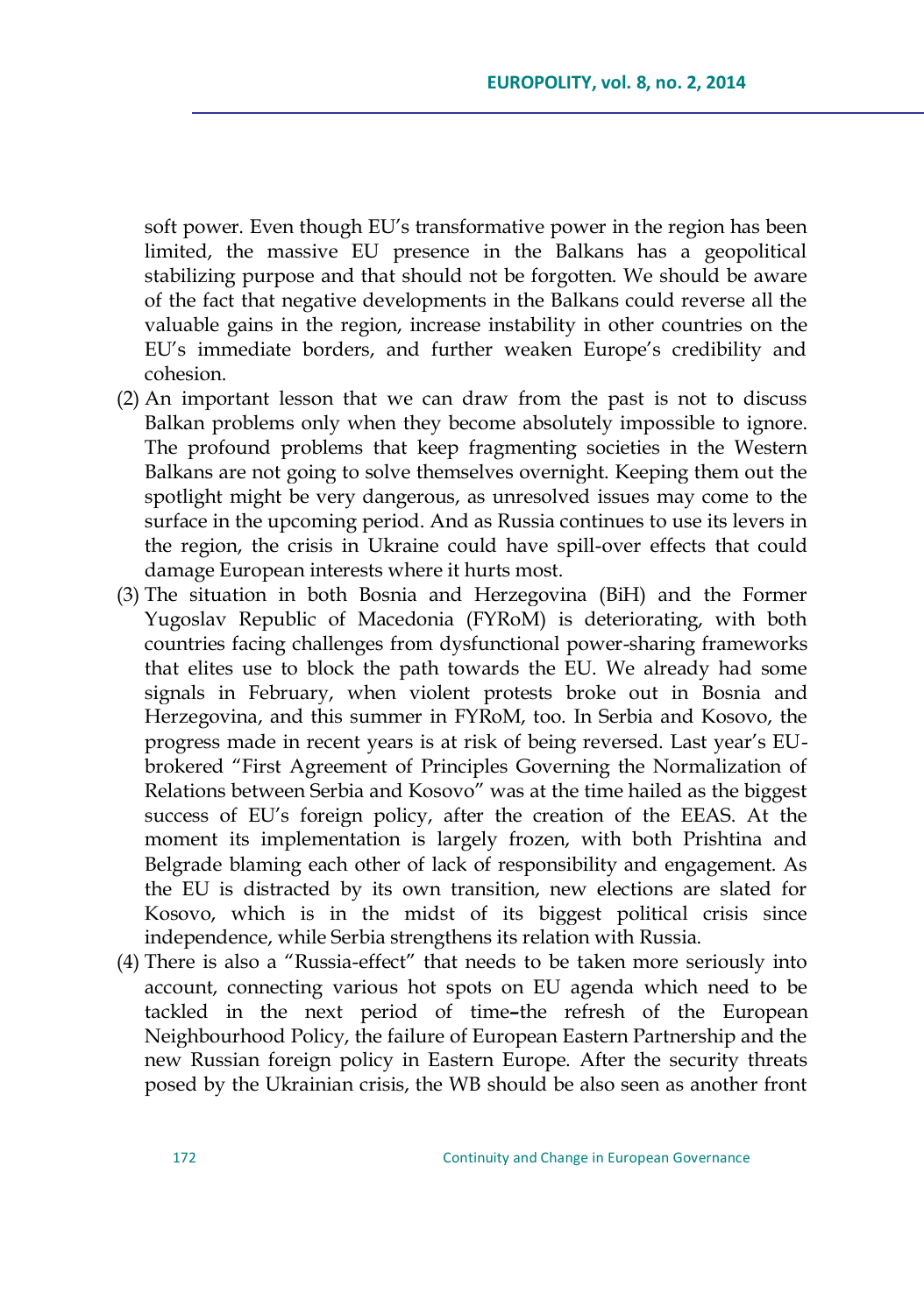soft power. Even though EU's transformative power in the region has been limited, the massive EU presence in the Balkans has a geopolitical stabilizing purpose and that should not be forgotten. We should be aware of the fact that negative developments in the Balkans could reverse all the valuable gains in the region, increase instability in other countries on the EU's immediate borders, and further weaken Europe's credibility and cohesion.

(2) An important lesson that we can draw from the past is not to discuss Balkan problems only when they become absolutely impossible to ignore. The profound problems that keep fragmenting societies in the Western Balkans are not going to solve themselves overnight. Keeping them out the spotlight might be very dangerous, as unresolved issues may come to the surface in the upcoming period. And as Russia continues to use its levers in the region, the crisis in Ukraine could have spill-over effects that could damage European interests where it hurts most.

(3) The situation in both Bosnia and Herzegovina (BiH) and the Former Yugoslav Republic of Macedonia (FYRoM) is deteriorating, with both countries facing challenges from dysfunctional power-sharing frameworks that elites use to block the path towards the EU. We already had some signals in February, when violent protests broke out in Bosnia and Herzegovina, and this summer in FYRoM, too. In Serbia and Kosovo, the progress made in recent years is at risk of being reversed. Last year's EU-brokered "First Agreement of Principles Governing the Normalization of Relations between Serbia and Kosovo" was at the time hailed as the biggest success of EU's foreign policy, after the creation of the EEAS. At the moment its implementation is largely frozen, with both Prishtina and Belgrade blaming each other of lack of responsibility and engagement. As the EU is distracted by its own transition, new elections are slated for Kosovo, which is in the midst of its biggest political crisis since independence, while Serbia strengthens its relation with Russia.

(4) There is also a "Russia-effect" that needs to be taken more seriously into account, connecting various hot spots on EU agenda which need to be tackled in the next period of time–the refresh of the European Neighbourhood Policy, the failure of European Eastern Partnership and the new Russian foreign policy in Eastern Europe. After the security threats posed by the Ukrainian crisis, the WB should be also seen as another front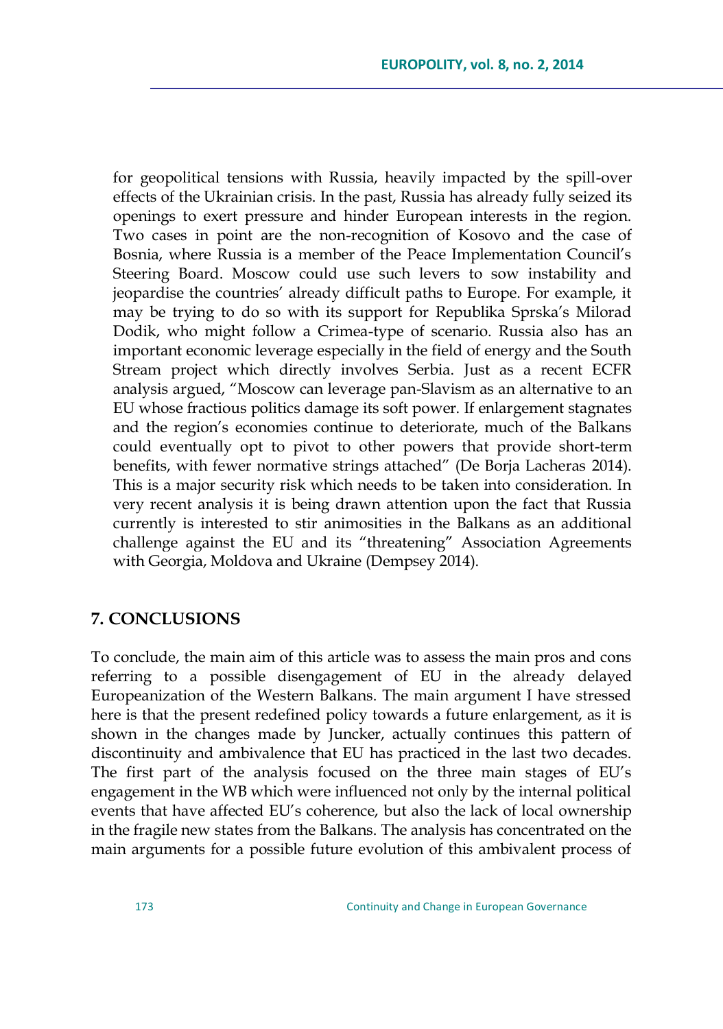for geopolitical tensions with Russia, heavily impacted by the spill-over effects of the Ukrainian crisis. In the past, Russia has already fully seized its openings to exert pressure and hinder European interests in the region. Two cases in point are the non-recognition of Kosovo and the case of Bosnia, where Russia is a member of the Peace Implementation Council's Steering Board. Moscow could use such levers to sow instability and jeopardise the countries' already difficult paths to Europe. For example, it may be trying to do so with its support for Republika Sprska's Milorad Dodik, who might follow a Crimea-type of scenario. Russia also has an important economic leverage especially in the field of energy and the South Stream project which directly involves Serbia. Just as a recent ECFR analysis argued, "Moscow can leverage pan-Slavism as an alternative to an EU whose fractious politics damage its soft power. If enlargement stagnates and the region's economies continue to deteriorate, much of the Balkans could eventually opt to pivot to other powers that provide short-term benefits, with fewer normative strings attached" (De Borja Lacheras 2014). This is a major security risk which needs to be taken into consideration. In very recent analysis it is being drawn attention upon the fact that Russia currently is interested to stir animosities in the Balkans as an additional challenge against the EU and its "threatening" Association Agreements with Georgia, Moldova and Ukraine (Dempsey 2014).

## 7. CONCLUSIONS

To conclude, the main aim of this article was to assess the main pros and cons referring to a possible disengagement of EU in the already delayed Europeanization of the Western Balkans. The main argument I have stressed here is that the present redefined policy towards a future enlargement, as it is shown in the changes made by Juncker, actually continues this pattern of discontinuity and ambivalence that EU has practiced in the last two decades. The first part of the analysis focused on the three main stages of EU's engagement in the WB which were influenced not only by the internal political events that have affected EU's coherence, but also the lack of local ownership in the fragile new states from the Balkans. The analysis has concentrated on the main arguments for a possible future evolution of this ambivalent process of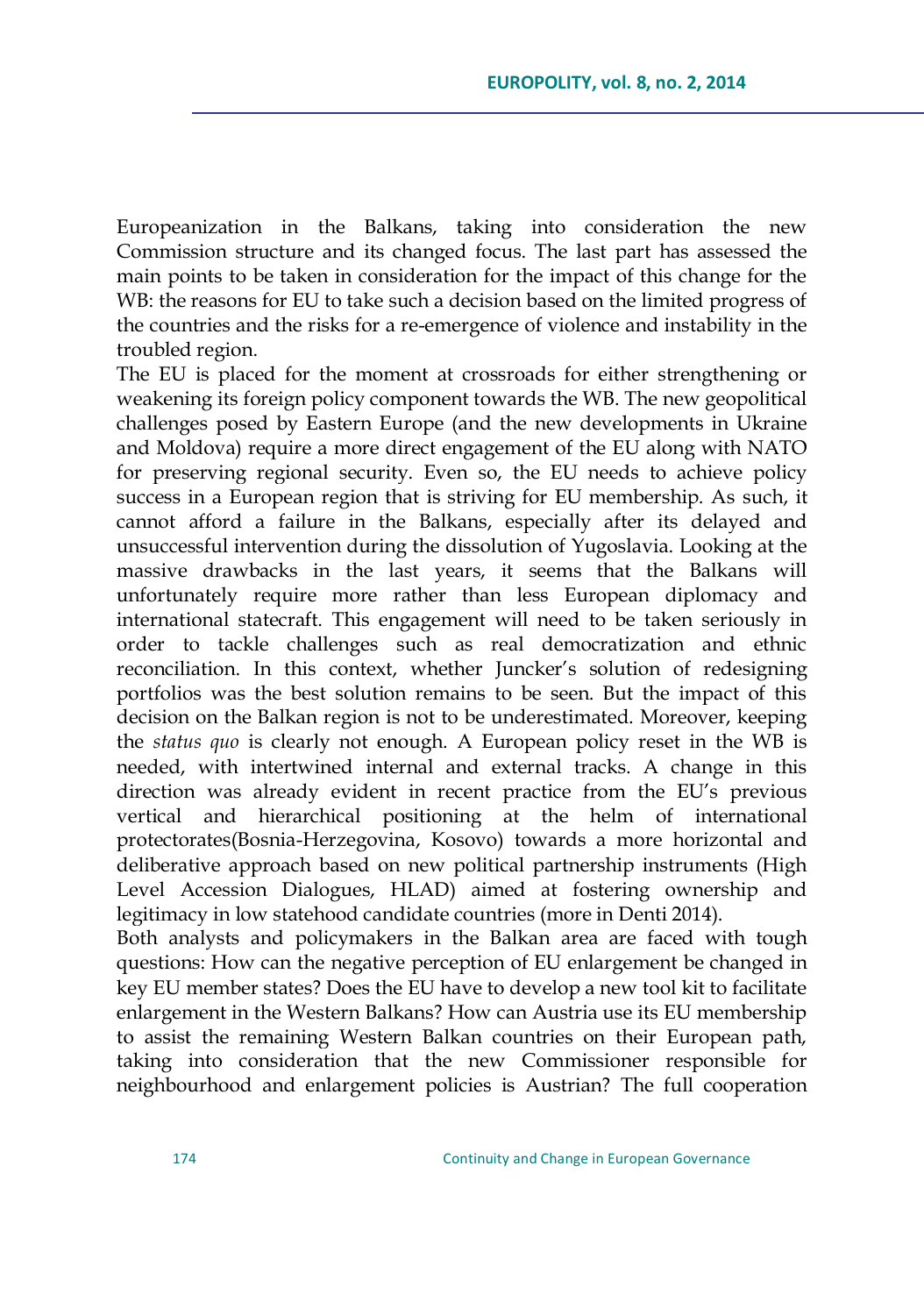Europeanization in the Balkans, taking into consideration the new Commission structure and its changed focus. The last part has assessed the main points to be taken in consideration for the impact of this change for the WB: the reasons for EU to take such a decision based on the limited progress of the countries and the risks for a re-emergence of violence and instability in the troubled region.

The EU is placed for the moment at crossroads for either strengthening or weakening its foreign policy component towards the WB. The new geopolitical challenges posed by Eastern Europe (and the new developments in Ukraine and Moldova) require a more direct engagement of the EU along with NATO for preserving regional security. Even so, the EU needs to achieve policy success in a European region that is striving for EU membership. As such, it cannot afford a failure in the Balkans, especially after its delayed and unsuccessful intervention during the dissolution of Yugoslavia. Looking at the massive drawbacks in the last years, it seems that the Balkans will unfortunately require more rather than less European diplomacy and international statecraft. This engagement will need to be taken seriously in order to tackle challenges such as real democratization and ethnic reconciliation. In this context, whether Juncker's solution of redesigning portfolios was the best solution remains to be seen. But the impact of this decision on the Balkan region is not to be underestimated. Moreover, keeping the *status quo* is clearly not enough. A European policy reset in the WB is needed, with intertwined internal and external tracks. A change in this direction was already evident in recent practice from the EU's previous vertical and hierarchical positioning at the helm of international protectorates(Bosnia-Herzegovina, Kosovo) towards a more horizontal and deliberative approach based on new political partnership instruments (High Level Accession Dialogues, HLAD) aimed at fostering ownership and legitimacy in low statehood candidate countries (more in Denti 2014).

Both analysts and policymakers in the Balkan area are faced with tough questions: How can the negative perception of EU enlargement be changed in key EU member states? Does the EU have to develop a new tool kit to facilitate enlargement in the Western Balkans? How can Austria use its EU membership to assist the remaining Western Balkan countries on their European path, taking into consideration that the new Commissioner responsible for neighbourhood and enlargement policies is Austrian? The full cooperation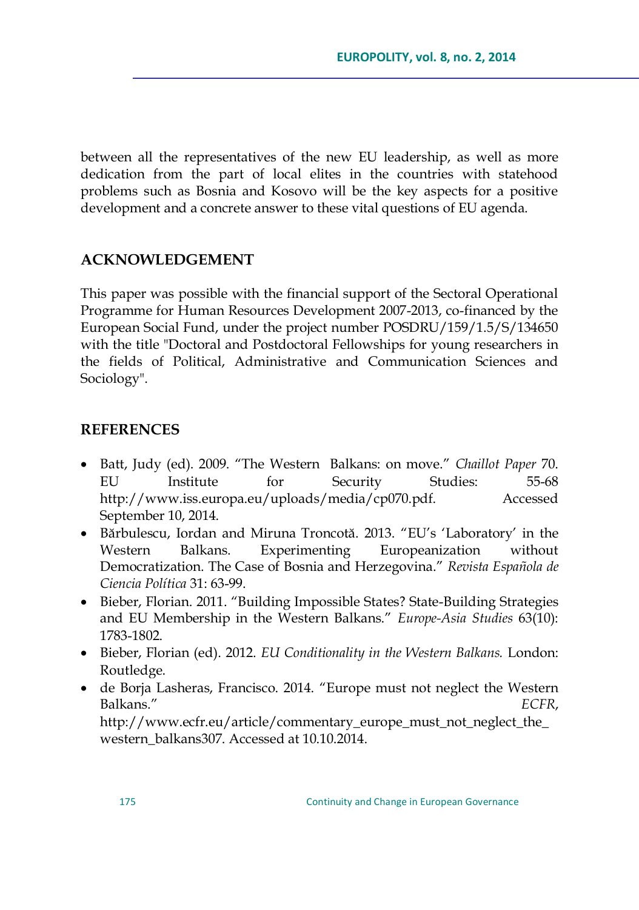between all the representatives of the new EU leadership, as well as more dedication from the part of local elites in the countries with statehood problems such as Bosnia and Kosovo will be the key aspects for a positive development and a concrete answer to these vital questions of EU agenda.

## ACKNOWLEDGEMENT

This paper was possible with the financial support of the Sectoral Operational Programme for Human Resources Development 2007-2013, co-financed by the European Social Fund, under the project number POSDRU/159/1.5/S/134650 with the title "Doctoral and Postdoctoral Fellowships for young researchers in the fields of Political, Administrative and Communication Sciences and Sociology".

## REFERENCES

- Batt, Judy (ed). 2009. "The Western Balkans: on move." *Chaillot Paper* 70. EU Institute for Security Studies: 55-68 http://www.iss.europa.eu/uploads/media/cp070.pdf. Accessed September 10, 2014.
- Bărbulescu, Iordan and Miruna Troncotă. 2013. "EU's 'Laboratory' in the Western Balkans. Experimenting Europeanization without Democratization. The Case of Bosnia and Herzegovina." *Revista Española de Ciencia Política* 31: 63-99.
- Bieber, Florian. 2011. "Building Impossible States? State-Building Strategies and EU Membership in the Western Balkans." *Europe-Asia Studies* 63(10): 1783-1802.
- Bieber, Florian (ed). 2012. *EU Conditionality in the Western Balkans.* London: Routledge.
- de Borja Lasheras, Francisco. 2014. "Europe must not neglect the Western Balkans." *ECFR*, http://www.ecfr.eu/article/commentary_europe_must_not_neglect_the_western_balkans307. Accessed at 10.10.2014.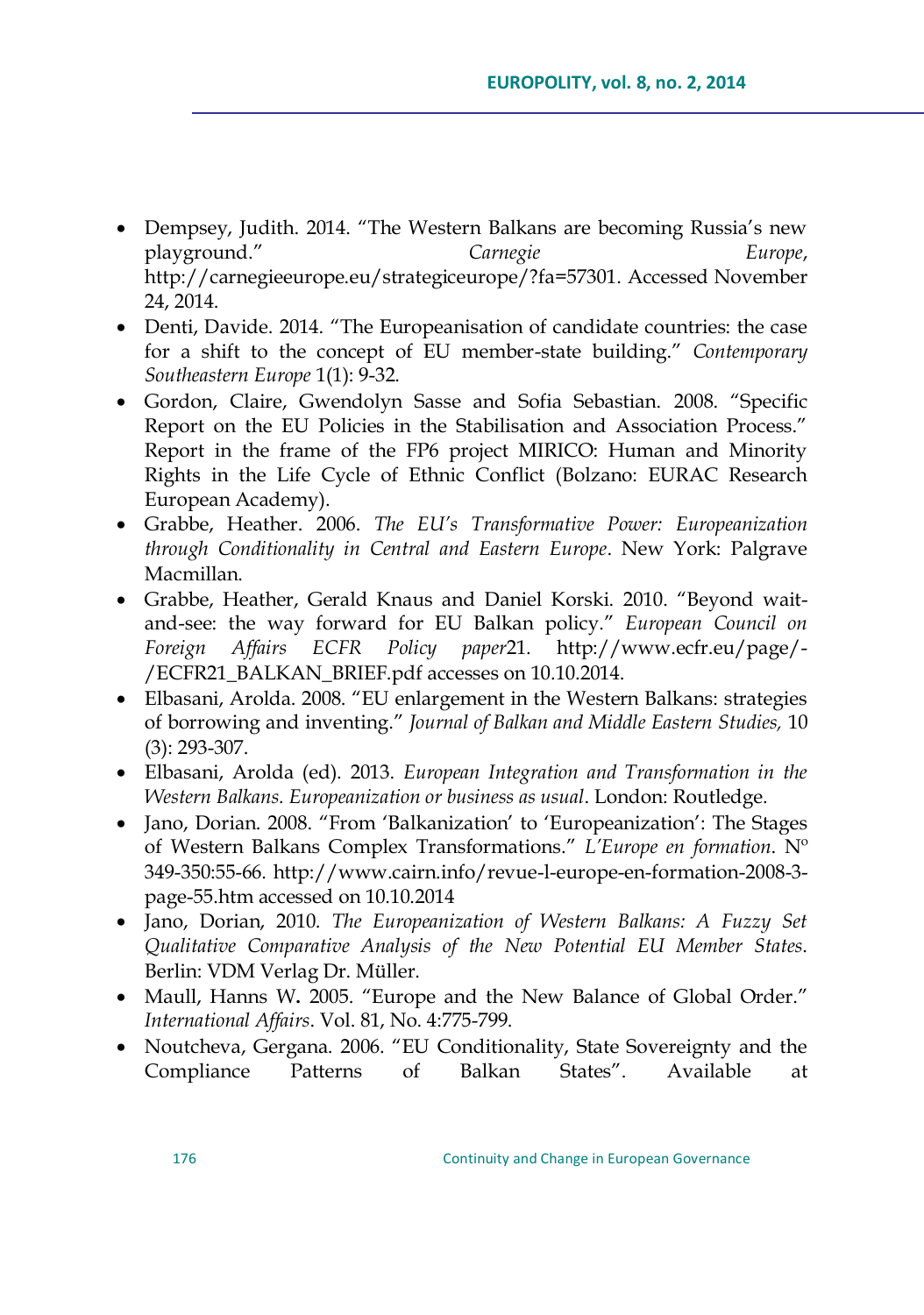- Dempsey, Judith. 2014. "The Western Balkans are becoming Russia's new playground." *Carnegie Europe*, http://carnegieeurope.eu/strategiceurope/?fa=57301. Accessed November 24, 2014.
- Denti, Davide. 2014. "The Europeanisation of candidate countries: the case for a shift to the concept of EU member-state building." *Contemporary Southeastern Europe* 1(1): 9-32.
- Gordon, Claire, Gwendolyn Sasse and Sofia Sebastian. 2008. "Specific Report on the EU Policies in the Stabilisation and Association Process." Report in the frame of the FP6 project MIRICO: Human and Minority Rights in the Life Cycle of Ethnic Conflict (Bolzano: EURAC Research European Academy).
- Grabbe, Heather. 2006. *The EU's Transformative Power: Europeanization through Conditionality in Central and Eastern Europe*. New York: Palgrave Macmillan.
- Grabbe, Heather, Gerald Knaus and Daniel Korski. 2010. "Beyond wait-and-see: the way forward for EU Balkan policy." *European Council on Foreign Affairs ECFR Policy paper*21. http://www.ecfr.eu/page/-/ECFR21_BALKAN_BRIEF.pdf accesses on 10.10.2014.
- Elbasani, Arolda. 2008. "EU enlargement in the Western Balkans: strategies of borrowing and inventing." *Journal of Balkan and Middle Eastern Studies,* 10 (3): 293-307.
- Elbasani, Arolda (ed). 2013. *European Integration and Transformation in the Western Balkans. Europeanization or business as usual*. London: Routledge.
- Jano, Dorian. 2008. "From 'Balkanization' to 'Europeanization': The Stages of Western Balkans Complex Transformations." *L'Europe en formation*. Nº 349-350:55-66. http://www.cairn.info/revue-l-europe-en-formation-2008-3-page-55.htm accessed on 10.10.2014
- Jano, Dorian, 2010. *The Europeanization of Western Balkans: A Fuzzy Set Qualitative Comparative Analysis of the New Potential EU Member States.* Berlin: VDM Verlag Dr. Müller.
- Maull, Hanns W**.** 2005. "Europe and the New Balance of Global Order." *International Affairs*. Vol. 81, No. 4:775-799.
- Noutcheva, Gergana. 2006. "EU Conditionality, State Sovereignty and the Compliance Patterns of Balkan States". Available at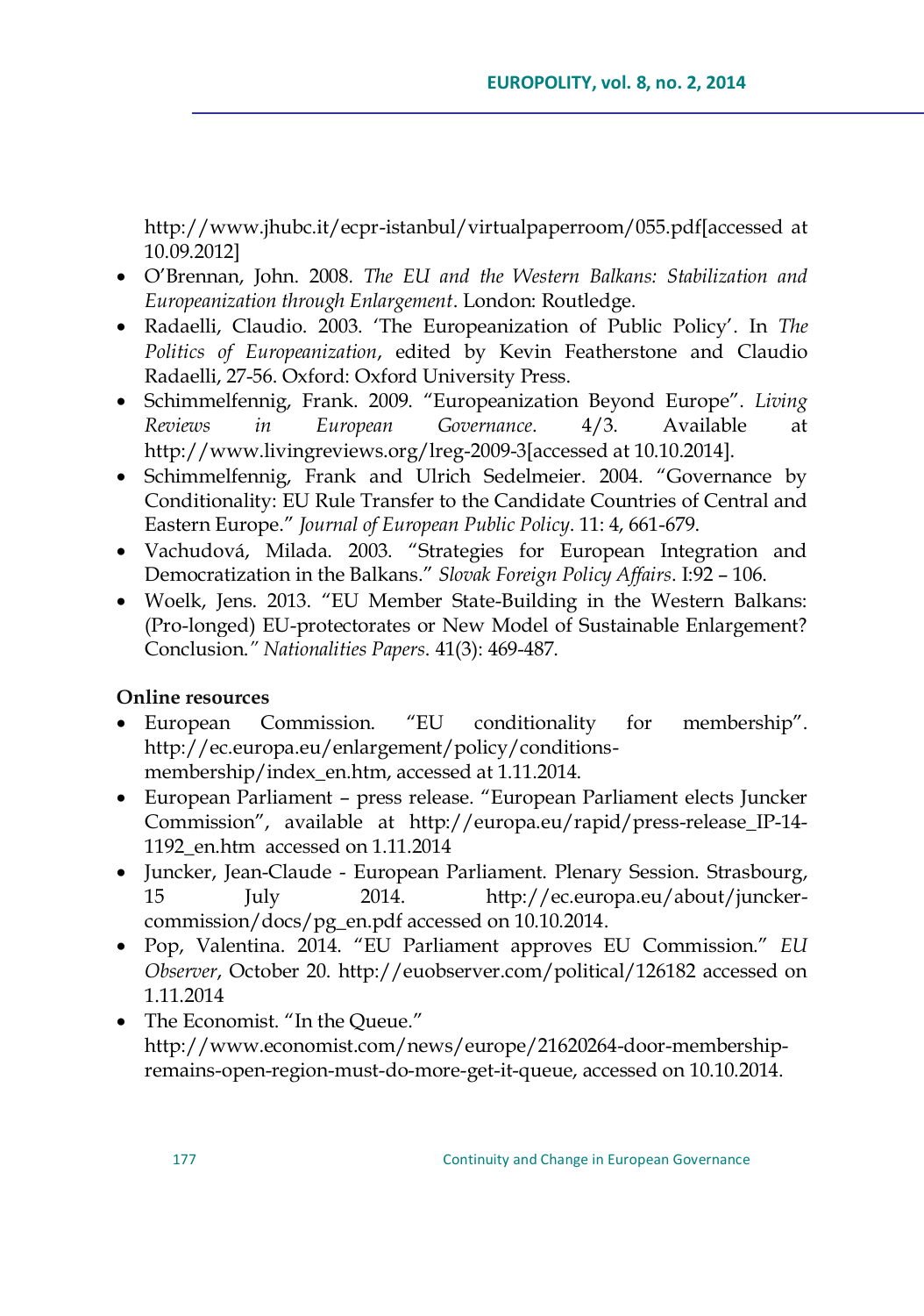http://www.jhubc.it/ecpr-istanbul/virtualpaperroom/055.pdf[accessed at 10.09.2012]

- O'Brennan, John. 2008. *The EU and the Western Balkans: Stabilization and Europeanization through Enlargement*. London: Routledge.
- Radaelli, Claudio. 2003. 'The Europeanization of Public Policy'. In *The Politics of Europeanization*, edited by Kevin Featherstone and Claudio Radaelli, 27-56. Oxford: Oxford University Press.
- Schimmelfennig, Frank. 2009. "Europeanization Beyond Europe". *Living Reviews in European Governance*. 4/3. Available at http://www.livingreviews.org/lreg-2009-3[accessed at 10.10.2014].
- Schimmelfennig, Frank and Ulrich Sedelmeier. 2004. "Governance by Conditionality: EU Rule Transfer to the Candidate Countries of Central and Eastern Europe." *Journal of European Public Policy*. 11: 4, 661-679.
- Vachudová, Milada. 2003. "Strategies for European Integration and Democratization in the Balkans." *Slovak Foreign Policy Affairs*. I:92 – 106.
- Woelk, Jens. 2013. "EU Member State-Building in the Western Balkans: (Pro-longed) EU-protectorates or New Model of Sustainable Enlargement? Conclusion." *Nationalities Papers*. 41(3): 469-487.

**Online resources**

- European Commission. "EU conditionality for membership". http://ec.europa.eu/enlargement/policy/conditions-membership/index_en.htm, accessed at 1.11.2014.
- European Parliament – press release. "European Parliament elects Juncker Commission", available at http://europa.eu/rapid/press-release_IP-14-1192_en.htm accessed on 1.11.2014
- Juncker, Jean-Claude - European Parliament. Plenary Session. Strasbourg, 15 July 2014. http://ec.europa.eu/about/juncker-commission/docs/pg_en.pdf accessed on 10.10.2014.
- Pop, Valentina. 2014. "EU Parliament approves EU Commission." *EU Observer*, October 20. http://euobserver.com/political/126182 accessed on 1.11.2014
- The Economist. "In the Queue." http://www.economist.com/news/europe/21620264-door-membership-remains-open-region-must-do-more-get-it-queue, accessed on 10.10.2014.